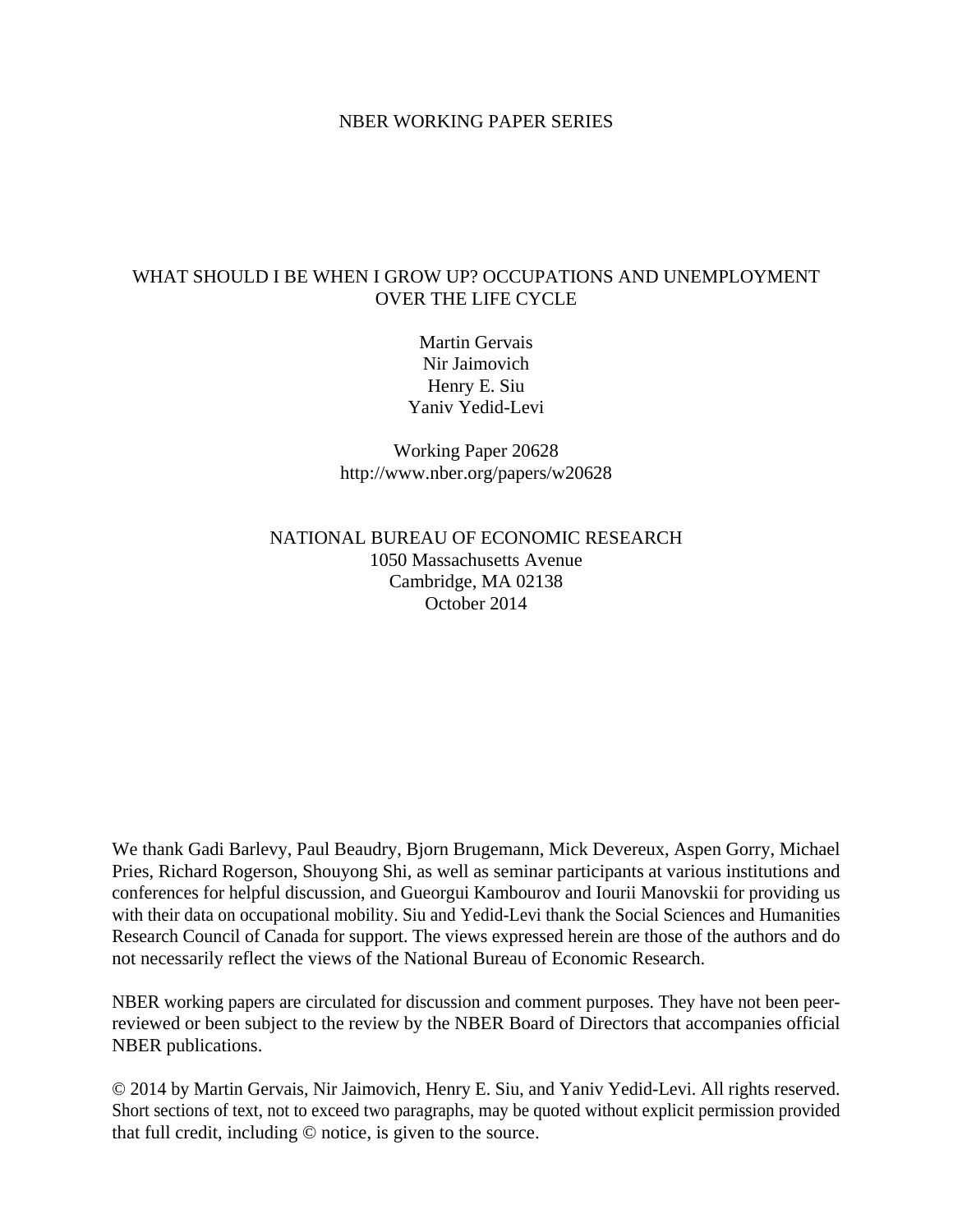NBER WORKING PAPER SERIES

# WHAT SHOULD I BE WHEN I GROW UP? OCCUPATIONS AND UNEMPLOYMENT OVER THE LIFE CYCLE

Martin Gervais
Nir Jaimovich
Henry E. Siu
Yaniv Yedid-Levi

Working Paper 20628
http://www.nber.org/papers/w20628

NATIONAL BUREAU OF ECONOMIC RESEARCH
1050 Massachusetts Avenue
Cambridge, MA 02138
October 2014

We thank Gadi Barlevy, Paul Beaudry, Bjorn Brugemann, Mick Devereux, Aspen Gorry, Michael Pries, Richard Rogerson, Shouyong Shi, as well as seminar participants at various institutions and conferences for helpful discussion, and Gueorgui Kambourov and Iourii Manovskii for providing us with their data on occupational mobility. Siu and Yedid-Levi thank the Social Sciences and Humanities Research Council of Canada for support. The views expressed herein are those of the authors and do not necessarily reflect the views of the National Bureau of Economic Research.

NBER working papers are circulated for discussion and comment purposes. They have not been peer-reviewed or been subject to the review by the NBER Board of Directors that accompanies official NBER publications.

© 2014 by Martin Gervais, Nir Jaimovich, Henry E. Siu, and Yaniv Yedid-Levi. All rights reserved. Short sections of text, not to exceed two paragraphs, may be quoted without explicit permission provided that full credit, including © notice, is given to the source.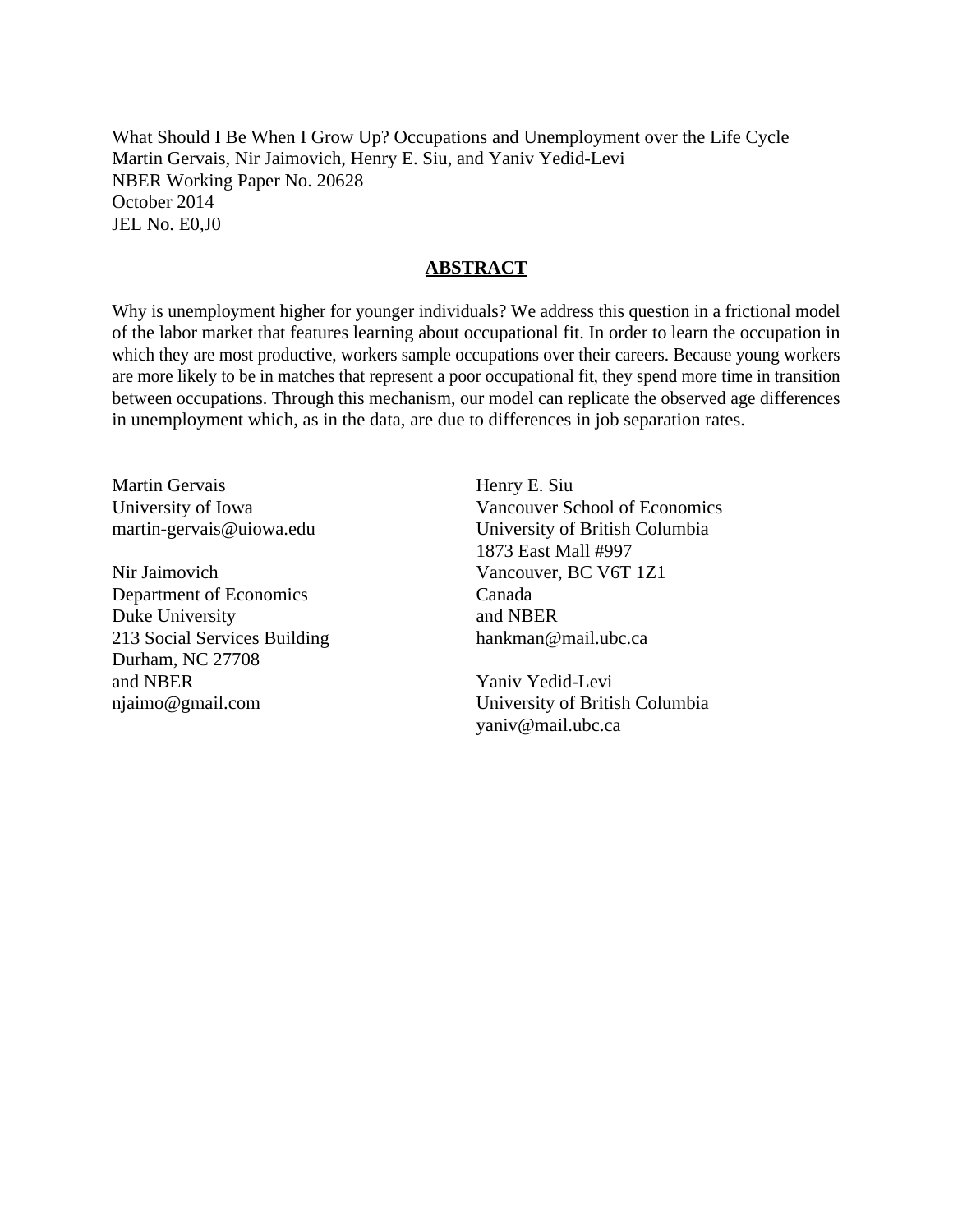What Should I Be When I Grow Up? Occupations and Unemployment over the Life Cycle
Martin Gervais, Nir Jaimovich, Henry E. Siu, and Yaniv Yedid-Levi
NBER Working Paper No. 20628
October 2014
JEL No. E0,J0

## ABSTRACT

Why is unemployment higher for younger individuals? We address this question in a frictional model of the labor market that features learning about occupational fit. In order to learn the occupation in which they are most productive, workers sample occupations over their careers. Because young workers are more likely to be in matches that represent a poor occupational fit, they spend more time in transition between occupations. Through this mechanism, our model can replicate the observed age differences in unemployment which, as in the data, are due to differences in job separation rates.

Martin Gervais
University of Iowa
martin-gervais@uiowa.edu

Nir Jaimovich
Department of Economics
Duke University
213 Social Services Building
Durham, NC 27708
and NBER
njaimo@gmail.com

Henry E. Siu
Vancouver School of Economics
University of British Columbia
1873 East Mall #997
Vancouver, BC V6T 1Z1
Canada
and NBER
hankman@mail.ubc.ca

Yaniv Yedid-Levi
University of British Columbia
yaniv@mail.ubc.ca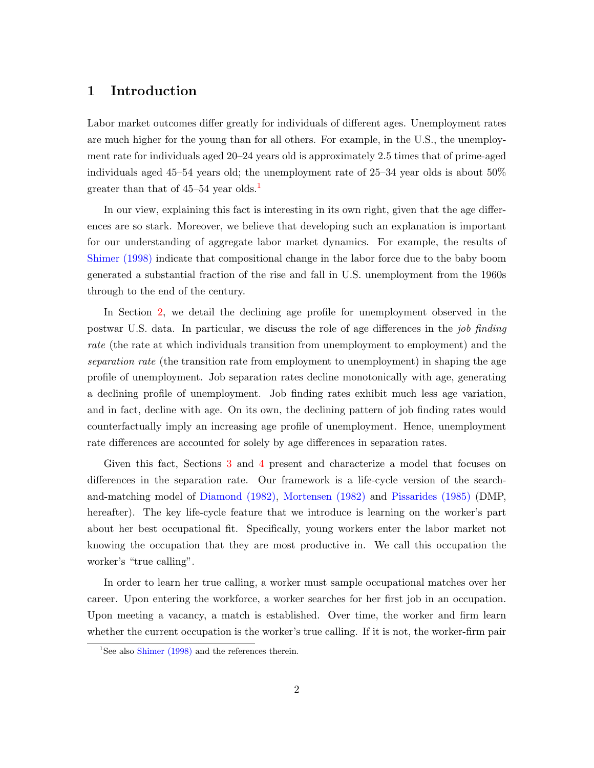# 1 Introduction

Labor market outcomes differ greatly for individuals of different ages. Unemployment rates are much higher for the young than for all others. For example, in the U.S., the unemployment rate for individuals aged 20–24 years old is approximately 2.5 times that of prime-aged individuals aged 45–54 years old; the unemployment rate of 25–34 year olds is about 50% greater than that of 45–54 year olds.[1]

In our view, explaining this fact is interesting in its own right, given that the age differences are so stark. Moreover, we believe that developing such an explanation is important for our understanding of aggregate labor market dynamics. For example, the results of Shimer (1998) indicate that compositional change in the labor force due to the baby boom generated a substantial fraction of the rise and fall in U.S. unemployment from the 1960s through to the end of the century.

In Section 2, we detail the declining age profile for unemployment observed in the postwar U.S. data. In particular, we discuss the role of age differences in the *job finding rate* (the rate at which individuals transition from unemployment to employment) and the *separation rate* (the transition rate from employment to unemployment) in shaping the age profile of unemployment. Job separation rates decline monotonically with age, generating a declining profile of unemployment. Job finding rates exhibit much less age variation, and in fact, decline with age. On its own, the declining pattern of job finding rates would counterfactually imply an increasing age profile of unemployment. Hence, unemployment rate differences are accounted for solely by age differences in separation rates.

Given this fact, Sections 3 and 4 present and characterize a model that focuses on differences in the separation rate. Our framework is a life-cycle version of the search-and-matching model of Diamond (1982), Mortensen (1982) and Pissarides (1985) (DMP, hereafter). The key life-cycle feature that we introduce is learning on the worker's part about her best occupational fit. Specifically, young workers enter the labor market not knowing the occupation that they are most productive in. We call this occupation the worker's "true calling".

In order to learn her true calling, a worker must sample occupational matches over her career. Upon entering the workforce, a worker searches for her first job in an occupation. Upon meeting a vacancy, a match is established. Over time, the worker and firm learn whether the current occupation is the worker's true calling. If it is not, the worker-firm pair

[1] See also Shimer (1998) and the references therein.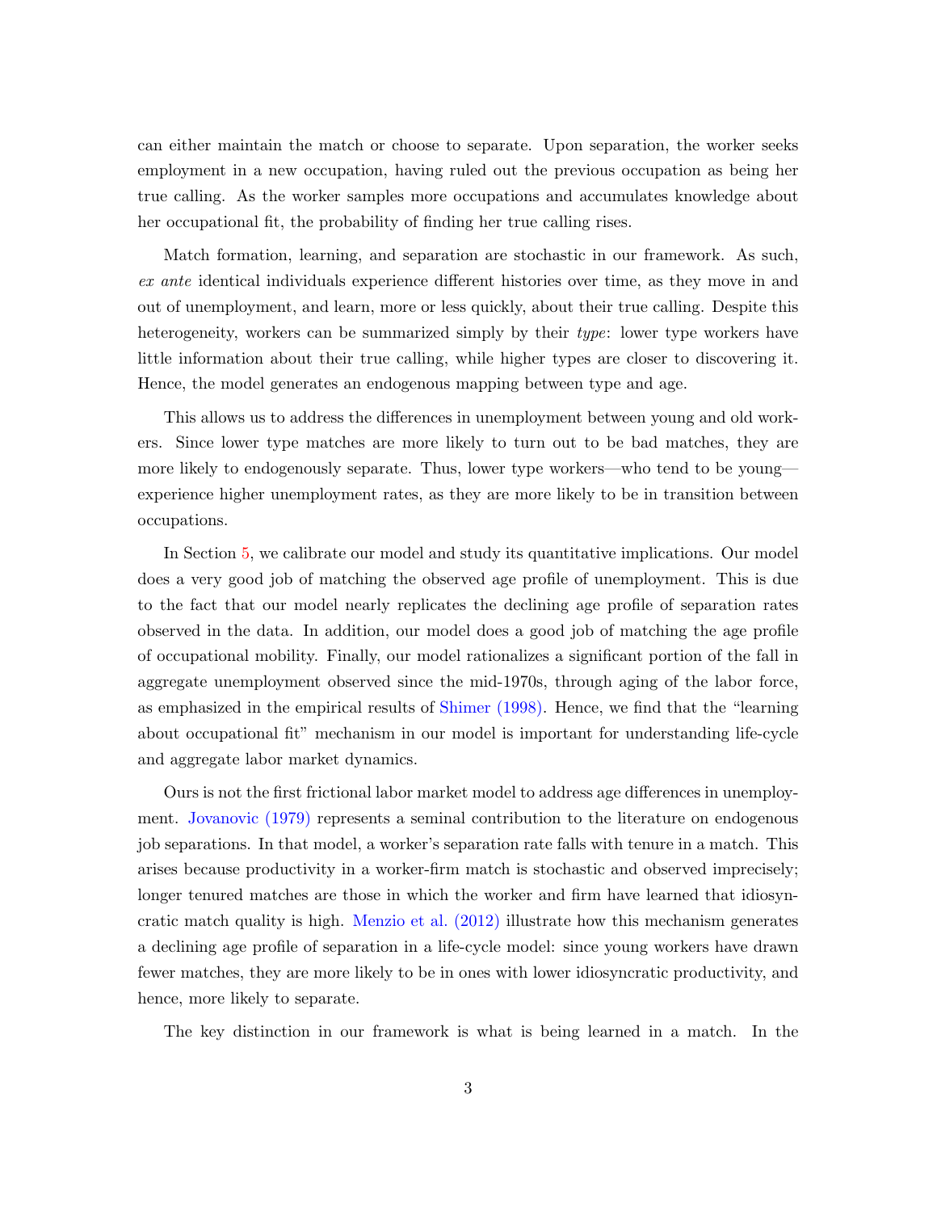can either maintain the match or choose to separate. Upon separation, the worker seeks employment in a new occupation, having ruled out the previous occupation as being her true calling. As the worker samples more occupations and accumulates knowledge about her occupational fit, the probability of finding her true calling rises.

Match formation, learning, and separation are stochastic in our framework. As such, *ex ante* identical individuals experience different histories over time, as they move in and out of unemployment, and learn, more or less quickly, about their true calling. Despite this heterogeneity, workers can be summarized simply by their *type*: lower type workers have little information about their true calling, while higher types are closer to discovering it. Hence, the model generates an endogenous mapping between type and age.

This allows us to address the differences in unemployment between young and old workers. Since lower type matches are more likely to turn out to be bad matches, they are more likely to endogenously separate. Thus, lower type workers—who tend to be young—experience higher unemployment rates, as they are more likely to be in transition between occupations.

In Section 5, we calibrate our model and study its quantitative implications. Our model does a very good job of matching the observed age profile of unemployment. This is due to the fact that our model nearly replicates the declining age profile of separation rates observed in the data. In addition, our model does a good job of matching the age profile of occupational mobility. Finally, our model rationalizes a significant portion of the fall in aggregate unemployment observed since the mid-1970s, through aging of the labor force, as emphasized in the empirical results of Shimer (1998). Hence, we find that the "learning about occupational fit" mechanism in our model is important for understanding life-cycle and aggregate labor market dynamics.

Ours is not the first frictional labor market model to address age differences in unemployment. Jovanovic (1979) represents a seminal contribution to the literature on endogenous job separations. In that model, a worker's separation rate falls with tenure in a match. This arises because productivity in a worker-firm match is stochastic and observed imprecisely; longer tenured matches are those in which the worker and firm have learned that idiosyncratic match quality is high. Menzio et al. (2012) illustrate how this mechanism generates a declining age profile of separation in a life-cycle model: since young workers have drawn fewer matches, they are more likely to be in ones with lower idiosyncratic productivity, and hence, more likely to separate.

The key distinction in our framework is what is being learned in a match. In the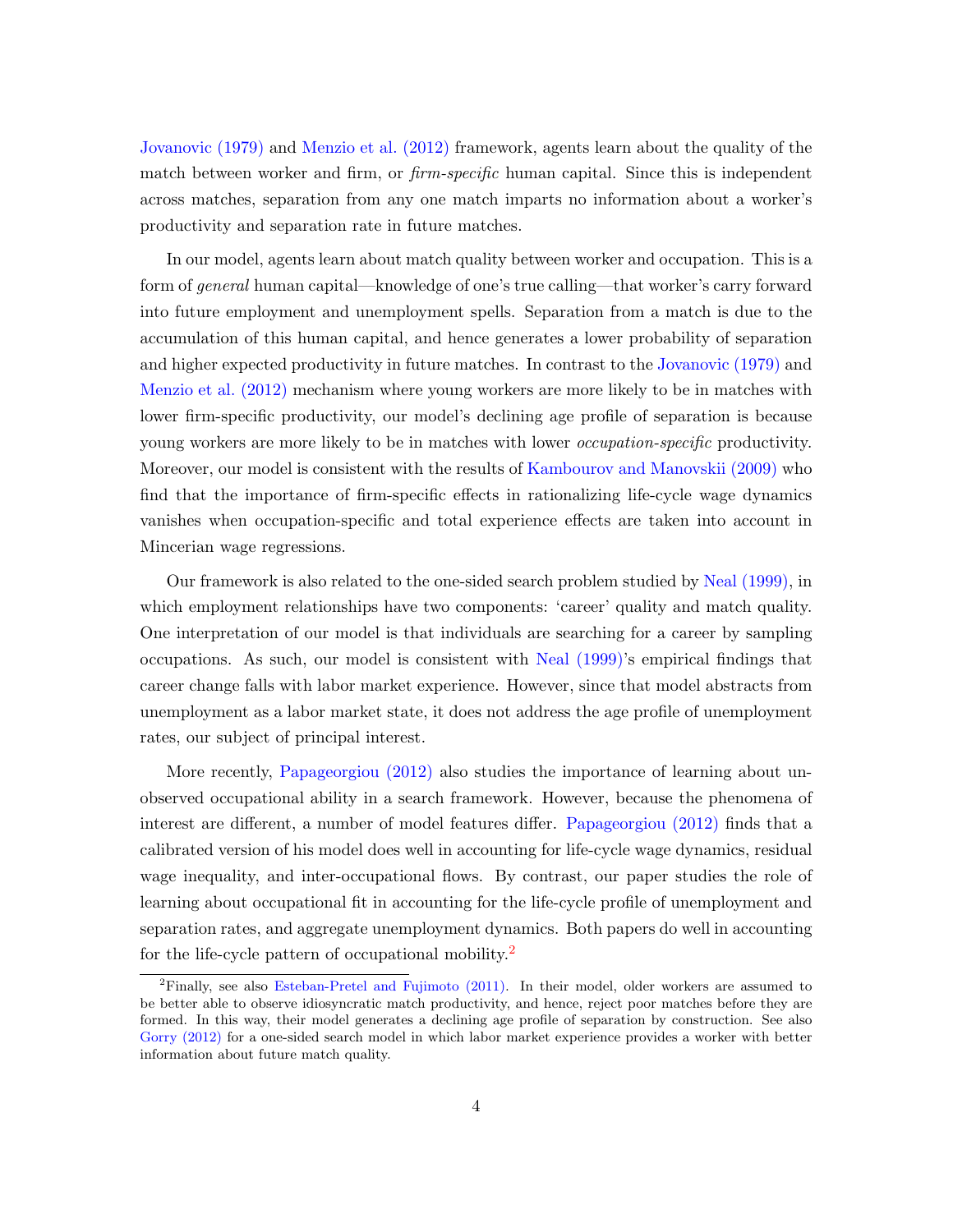Jovanovic (1979) and Menzio et al. (2012) framework, agents learn about the quality of the match between worker and firm, or *firm-specific* human capital. Since this is independent across matches, separation from any one match imparts no information about a worker's productivity and separation rate in future matches.

In our model, agents learn about match quality between worker and occupation. This is a form of *general* human capital—knowledge of one's true calling—that worker's carry forward into future employment and unemployment spells. Separation from a match is due to the accumulation of this human capital, and hence generates a lower probability of separation and higher expected productivity in future matches. In contrast to the Jovanovic (1979) and Menzio et al. (2012) mechanism where young workers are more likely to be in matches with lower firm-specific productivity, our model's declining age profile of separation is because young workers are more likely to be in matches with lower *occupation-specific* productivity. Moreover, our model is consistent with the results of Kambourov and Manovskii (2009) who find that the importance of firm-specific effects in rationalizing life-cycle wage dynamics vanishes when occupation-specific and total experience effects are taken into account in Mincerian wage regressions.

Our framework is also related to the one-sided search problem studied by Neal (1999), in which employment relationships have two components: 'career' quality and match quality. One interpretation of our model is that individuals are searching for a career by sampling occupations. As such, our model is consistent with Neal (1999)'s empirical findings that career change falls with labor market experience. However, since that model abstracts from unemployment as a labor market state, it does not address the age profile of unemployment rates, our subject of principal interest.

More recently, Papageorgiou (2012) also studies the importance of learning about unobserved occupational ability in a search framework. However, because the phenomena of interest are different, a number of model features differ. Papageorgiou (2012) finds that a calibrated version of his model does well in accounting for life-cycle wage dynamics, residual wage inequality, and inter-occupational flows. By contrast, our paper studies the role of learning about occupational fit in accounting for the life-cycle profile of unemployment and separation rates, and aggregate unemployment dynamics. Both papers do well in accounting for the life-cycle pattern of occupational mobility.[2]

[2]Finally, see also Esteban-Pretel and Fujimoto (2011). In their model, older workers are assumed to be better able to observe idiosyncratic match productivity, and hence, reject poor matches before they are formed. In this way, their model generates a declining age profile of separation by construction. See also Gorry (2012) for a one-sided search model in which labor market experience provides a worker with better information about future match quality.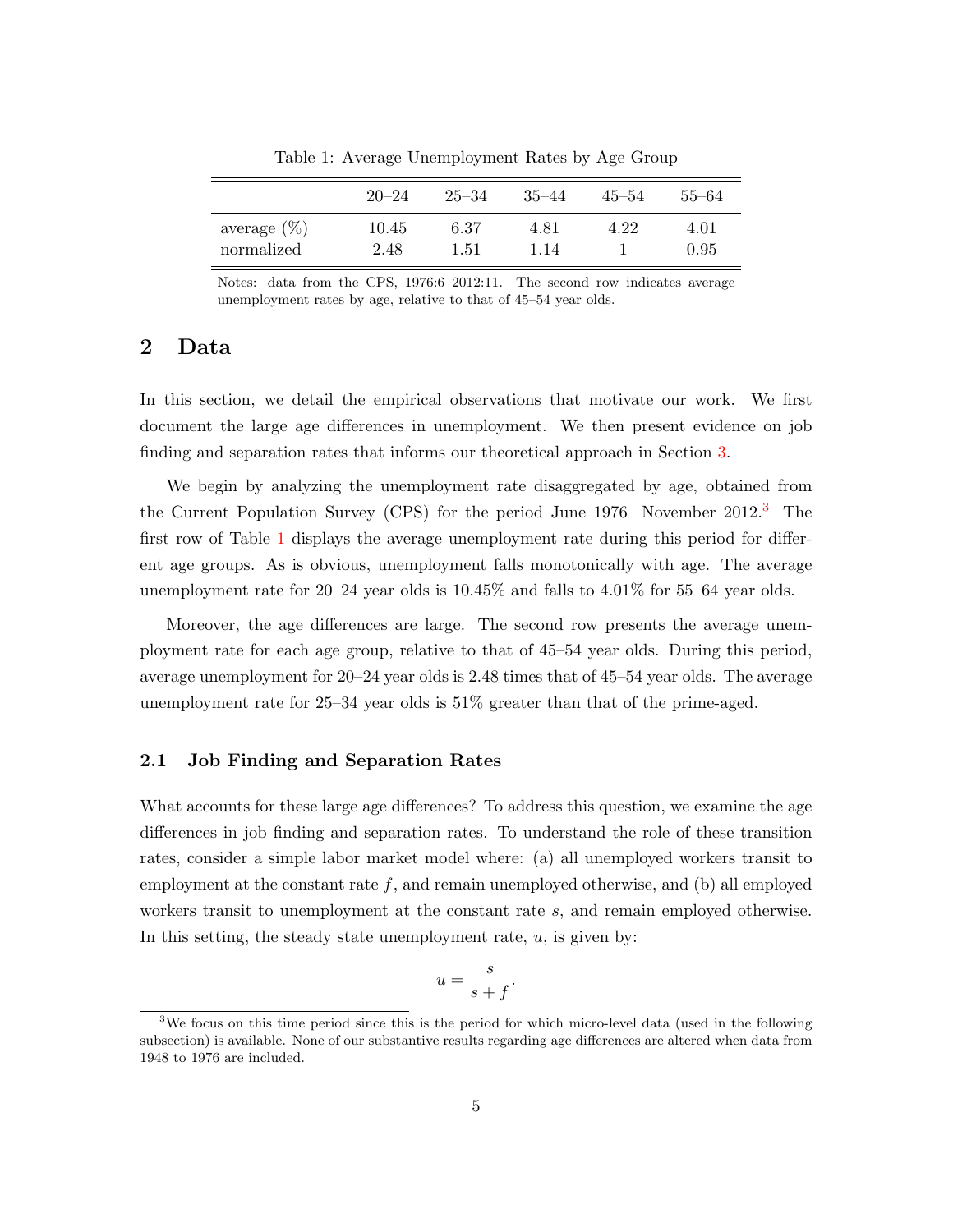Table 1: Average Unemployment Rates by Age Group

| | 20–24 | 25–34 | 35–44 | 45–54 | 55–64 |
|---|---|---|---|---|---|
| average (%) | 10.45 | 6.37 | 4.81 | 4.22 | 4.01 |
| normalized | 2.48 | 1.51 | 1.14 | 1 | 0.95 |

Notes: data from the CPS, 1976:6–2012:11. The second row indicates average unemployment rates by age, relative to that of 45–54 year olds.

## 2 Data

In this section, we detail the empirical observations that motivate our work. We first document the large age differences in unemployment. We then present evidence on job finding and separation rates that informs our theoretical approach in Section 3.

We begin by analyzing the unemployment rate disaggregated by age, obtained from the Current Population Survey (CPS) for the period June 1976 – November 2012.[3] The first row of Table 1 displays the average unemployment rate during this period for different age groups. As is obvious, unemployment falls monotonically with age. The average unemployment rate for 20–24 year olds is 10.45% and falls to 4.01% for 55–64 year olds.

Moreover, the age differences are large. The second row presents the average unemployment rate for each age group, relative to that of 45–54 year olds. During this period, average unemployment for 20–24 year olds is 2.48 times that of 45–54 year olds. The average unemployment rate for 25–34 year olds is 51% greater than that of the prime-aged.

### 2.1 Job Finding and Separation Rates

What accounts for these large age differences? To address this question, we examine the age differences in job finding and separation rates. To understand the role of these transition rates, consider a simple labor market model where: (a) all unemployed workers transit to employment at the constant rate $f$, and remain unemployed otherwise, and (b) all employed workers transit to unemployment at the constant rate $s$, and remain employed otherwise. In this setting, the steady state unemployment rate, $u$, is given by:

$$u = \frac{s}{s + f}.$$

[3] We focus on this time period since this is the period for which micro-level data (used in the following subsection) is available. None of our substantive results regarding age differences are altered when data from 1948 to 1976 are included.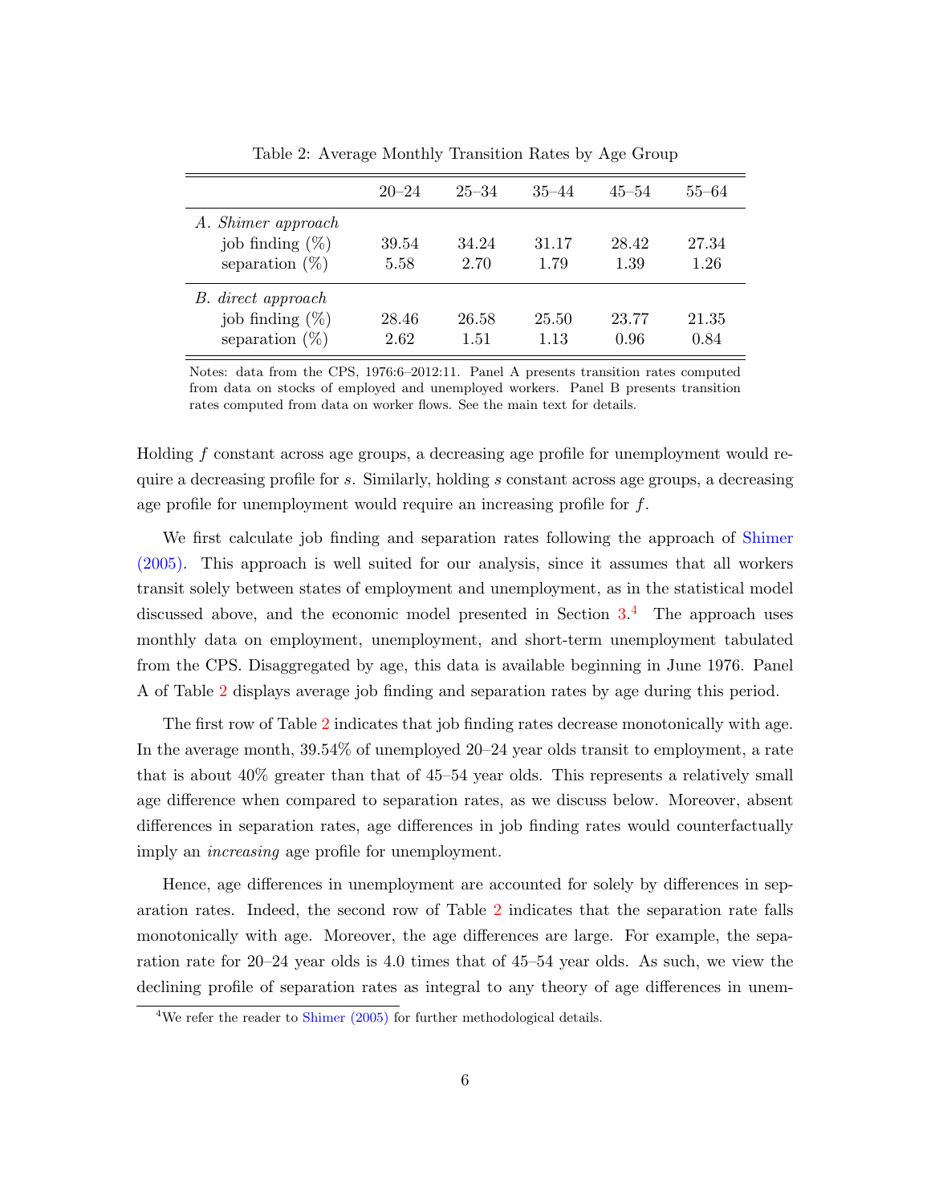Table 2: Average Monthly Transition Rates by Age Group

| | 20–24 | 25–34 | 35–44 | 45–54 | 55–64 |
|---|---|---|---|---|---|
| *A. Shimer approach* | | | | | |
| job finding (%) | 39.54 | 34.24 | 31.17 | 28.42 | 27.34 |
| separation (%) | 5.58 | 2.70 | 1.79 | 1.39 | 1.26 |
| *B. direct approach* | | | | | |
| job finding (%) | 28.46 | 26.58 | 25.50 | 23.77 | 21.35 |
| separation (%) | 2.62 | 1.51 | 1.13 | 0.96 | 0.84 |

Notes: data from the CPS, 1976:6–2012:11. Panel A presents transition rates computed from data on stocks of employed and unemployed workers. Panel B presents transition rates computed from data on worker flows. See the main text for details.

Holding $f$ constant across age groups, a decreasing age profile for unemployment would require a decreasing profile for $s$. Similarly, holding $s$ constant across age groups, a decreasing age profile for unemployment would require an increasing profile for $f$.

We first calculate job finding and separation rates following the approach of Shimer (2005). This approach is well suited for our analysis, since it assumes that all workers transit solely between states of employment and unemployment, as in the statistical model discussed above, and the economic model presented in Section 3.[4] The approach uses monthly data on employment, unemployment, and short-term unemployment tabulated from the CPS. Disaggregated by age, this data is available beginning in June 1976. Panel A of Table 2 displays average job finding and separation rates by age during this period.

The first row of Table 2 indicates that job finding rates decrease monotonically with age. In the average month, 39.54% of unemployed 20–24 year olds transit to employment, a rate that is about 40% greater than that of 45–54 year olds. This represents a relatively small age difference when compared to separation rates, as we discuss below. Moreover, absent differences in separation rates, age differences in job finding rates would counterfactually imply an *increasing* age profile for unemployment.

Hence, age differences in unemployment are accounted for solely by differences in separation rates. Indeed, the second row of Table 2 indicates that the separation rate falls monotonically with age. Moreover, the age differences are large. For example, the separation rate for 20–24 year olds is 4.0 times that of 45–54 year olds. As such, we view the declining profile of separation rates as integral to any theory of age differences in unem-

[4] We refer the reader to Shimer (2005) for further methodological details.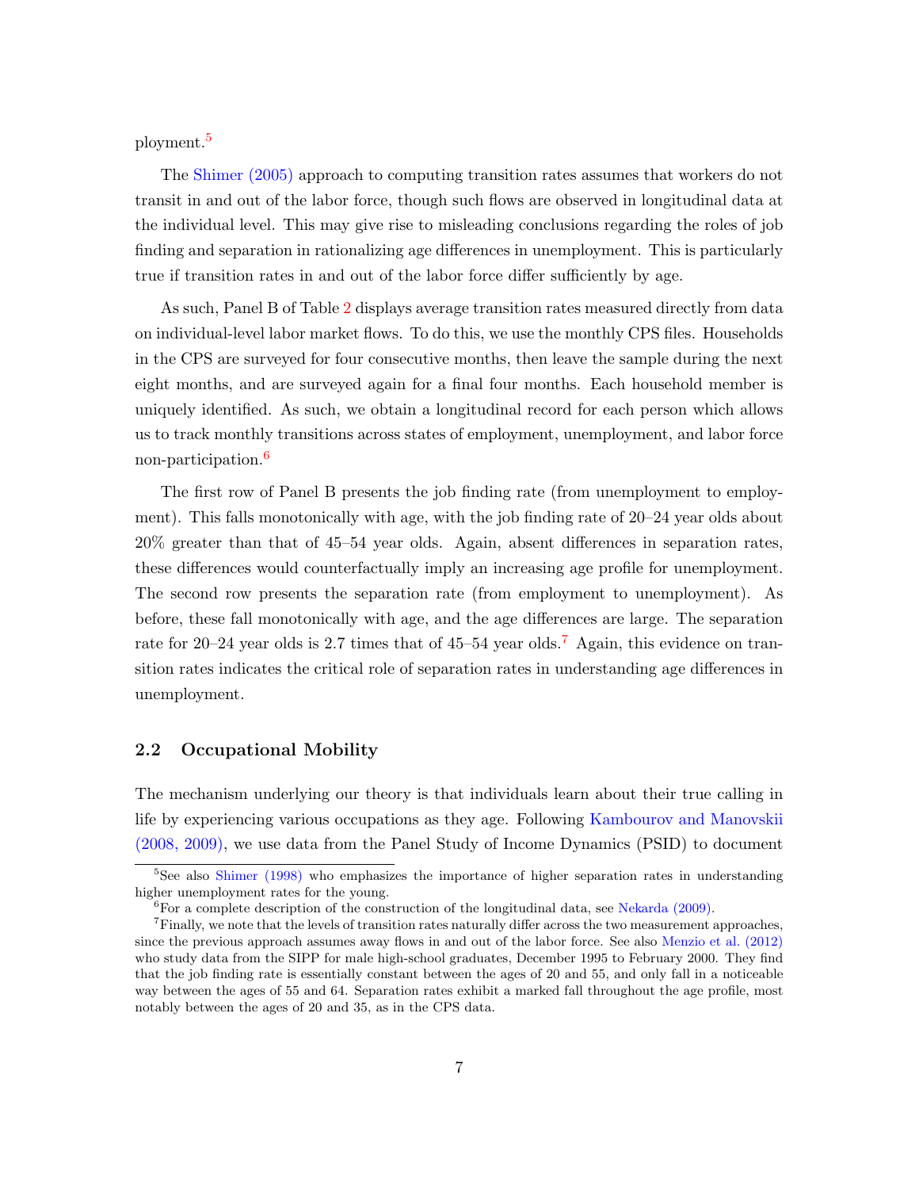ployment.[5]

The Shimer (2005) approach to computing transition rates assumes that workers do not transit in and out of the labor force, though such flows are observed in longitudinal data at the individual level. This may give rise to misleading conclusions regarding the roles of job finding and separation in rationalizing age differences in unemployment. This is particularly true if transition rates in and out of the labor force differ sufficiently by age.

As such, Panel B of Table 2 displays average transition rates measured directly from data on individual-level labor market flows. To do this, we use the monthly CPS files. Households in the CPS are surveyed for four consecutive months, then leave the sample during the next eight months, and are surveyed again for a final four months. Each household member is uniquely identified. As such, we obtain a longitudinal record for each person which allows us to track monthly transitions across states of employment, unemployment, and labor force non-participation.[6]

The first row of Panel B presents the job finding rate (from unemployment to employment). This falls monotonically with age, with the job finding rate of 20–24 year olds about 20% greater than that of 45–54 year olds. Again, absent differences in separation rates, these differences would counterfactually imply an increasing age profile for unemployment. The second row presents the separation rate (from employment to unemployment). As before, these fall monotonically with age, and the age differences are large. The separation rate for 20–24 year olds is 2.7 times that of 45–54 year olds.[7] Again, this evidence on transition rates indicates the critical role of separation rates in understanding age differences in unemployment.

## 2.2 Occupational Mobility

The mechanism underlying our theory is that individuals learn about their true calling in life by experiencing various occupations as they age. Following Kambourov and Manovskii (2008, 2009), we use data from the Panel Study of Income Dynamics (PSID) to document

[5]See also Shimer (1998) who emphasizes the importance of higher separation rates in understanding higher unemployment rates for the young.

[6]For a complete description of the construction of the longitudinal data, see Nekarda (2009).

[7]Finally, we note that the levels of transition rates naturally differ across the two measurement approaches, since the previous approach assumes away flows in and out of the labor force. See also Menzio et al. (2012) who study data from the SIPP for male high-school graduates, December 1995 to February 2000. They find that the job finding rate is essentially constant between the ages of 20 and 55, and only fall in a noticeable way between the ages of 55 and 64. Separation rates exhibit a marked fall throughout the age profile, most notably between the ages of 20 and 35, as in the CPS data.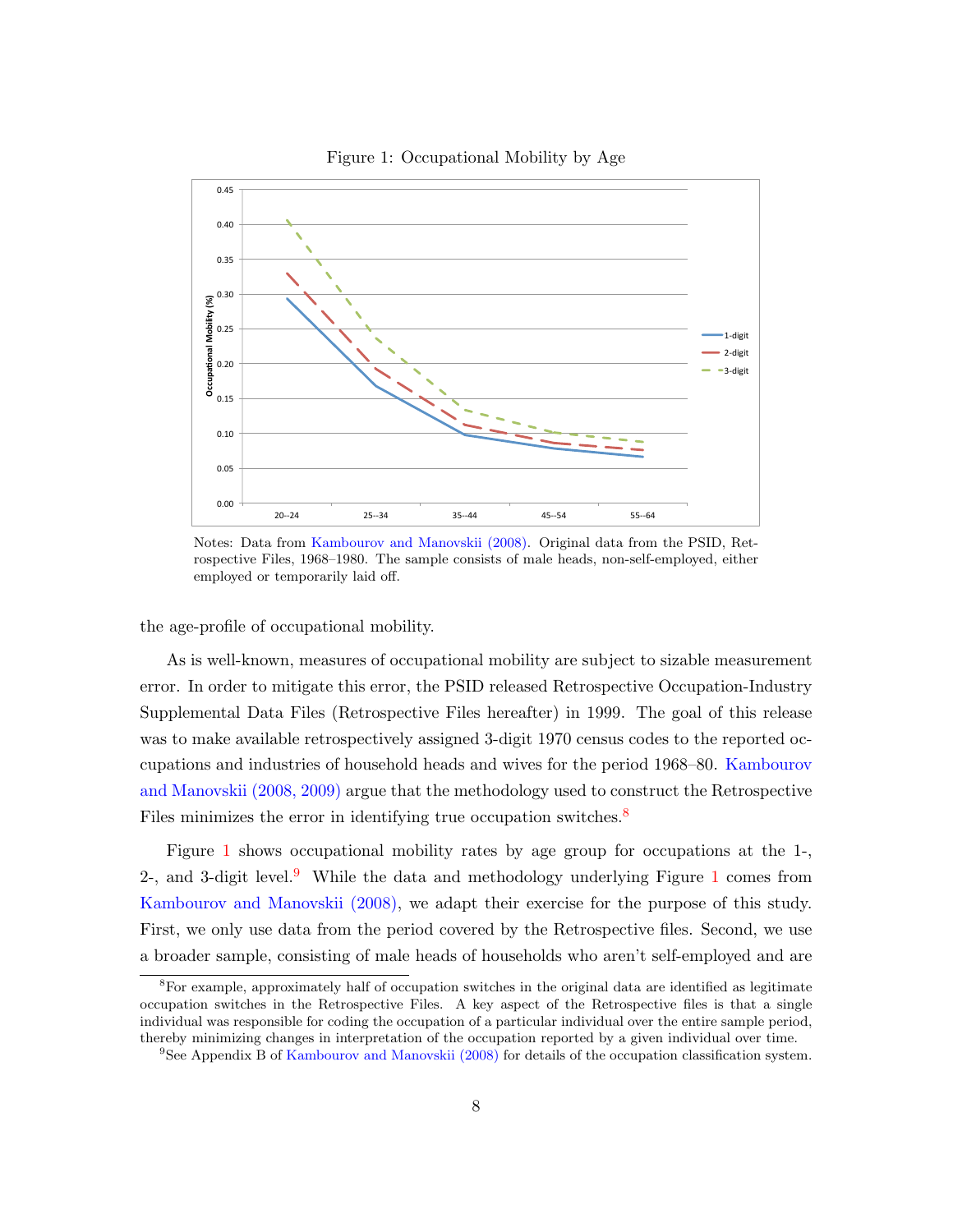Figure 1: Occupational Mobility by Age

Occupational Mobility (%)

0.45
0.40
0.35
0.30
0.25
0.20
0.15
0.10
0.05
0.00

20--24
25--34
35--44
45--54
55--64

1-digit
2-digit
3-digit

Notes: Data from Kambourov and Manovskii (2008). Original data from the PSID, Retrospective Files, 1968–1980. The sample consists of male heads, non-self-employed, either employed or temporarily laid off.

the age-profile of occupational mobility.

As is well-known, measures of occupational mobility are subject to sizable measurement error. In order to mitigate this error, the PSID released Retrospective Occupation-Industry Supplemental Data Files (Retrospective Files hereafter) in 1999. The goal of this release was to make available retrospectively assigned 3-digit 1970 census codes to the reported occupations and industries of household heads and wives for the period 1968–80. Kambourov and Manovskii (2008, 2009) argue that the methodology used to construct the Retrospective Files minimizes the error in identifying true occupation switches.[8]

Figure 1 shows occupational mobility rates by age group for occupations at the 1-, 2-, and 3-digit level.[9] While the data and methodology underlying Figure 1 comes from Kambourov and Manovskii (2008), we adapt their exercise for the purpose of this study. First, we only use data from the period covered by the Retrospective files. Second, we use a broader sample, consisting of male heads of households who aren't self-employed and are

[8]For example, approximately half of occupation switches in the original data are identified as legitimate occupation switches in the Retrospective Files. A key aspect of the Retrospective files is that a single individual was responsible for coding the occupation of a particular individual over the entire sample period, thereby minimizing changes in interpretation of the occupation reported by a given individual over time.

[9]See Appendix B of Kambourov and Manovskii (2008) for details of the occupation classification system.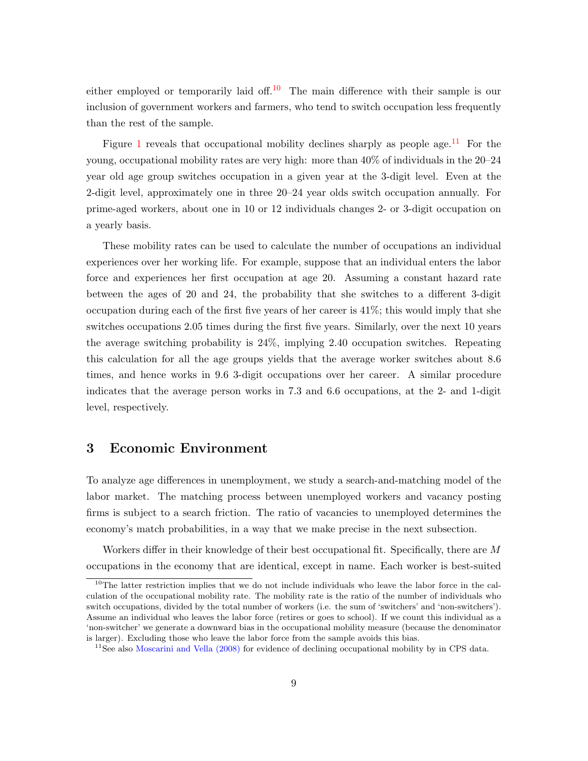either employed or temporarily laid off.[10] The main difference with their sample is our inclusion of government workers and farmers, who tend to switch occupation less frequently than the rest of the sample.

Figure 1 reveals that occupational mobility declines sharply as people age.[11] For the young, occupational mobility rates are very high: more than 40% of individuals in the 20–24 year old age group switches occupation in a given year at the 3-digit level. Even at the 2-digit level, approximately one in three 20–24 year olds switch occupation annually. For prime-aged workers, about one in 10 or 12 individuals changes 2- or 3-digit occupation on a yearly basis.

These mobility rates can be used to calculate the number of occupations an individual experiences over her working life. For example, suppose that an individual enters the labor force and experiences her first occupation at age 20. Assuming a constant hazard rate between the ages of 20 and 24, the probability that she switches to a different 3-digit occupation during each of the first five years of her career is 41%; this would imply that she switches occupations 2.05 times during the first five years. Similarly, over the next 10 years the average switching probability is 24%, implying 2.40 occupation switches. Repeating this calculation for all the age groups yields that the average worker switches about 8.6 times, and hence works in 9.6 3-digit occupations over her career. A similar procedure indicates that the average person works in 7.3 and 6.6 occupations, at the 2- and 1-digit level, respectively.

## 3 Economic Environment

To analyze age differences in unemployment, we study a search-and-matching model of the labor market. The matching process between unemployed workers and vacancy posting firms is subject to a search friction. The ratio of vacancies to unemployed determines the economy's match probabilities, in a way that we make precise in the next subsection.

Workers differ in their knowledge of their best occupational fit. Specifically, there are $M$ occupations in the economy that are identical, except in name. Each worker is best-suited

[10] The latter restriction implies that we do not include individuals who leave the labor force in the calculation of the occupational mobility rate. The mobility rate is the ratio of the number of individuals who switch occupations, divided by the total number of workers (i.e. the sum of 'switchers' and 'non-switchers'). Assume an individual who leaves the labor force (retires or goes to school). If we count this individual as a 'non-switcher' we generate a downward bias in the occupational mobility measure (because the denominator is larger). Excluding those who leave the labor force from the sample avoids this bias.

[11] See also Moscarini and Vella (2008) for evidence of declining occupational mobility by in CPS data.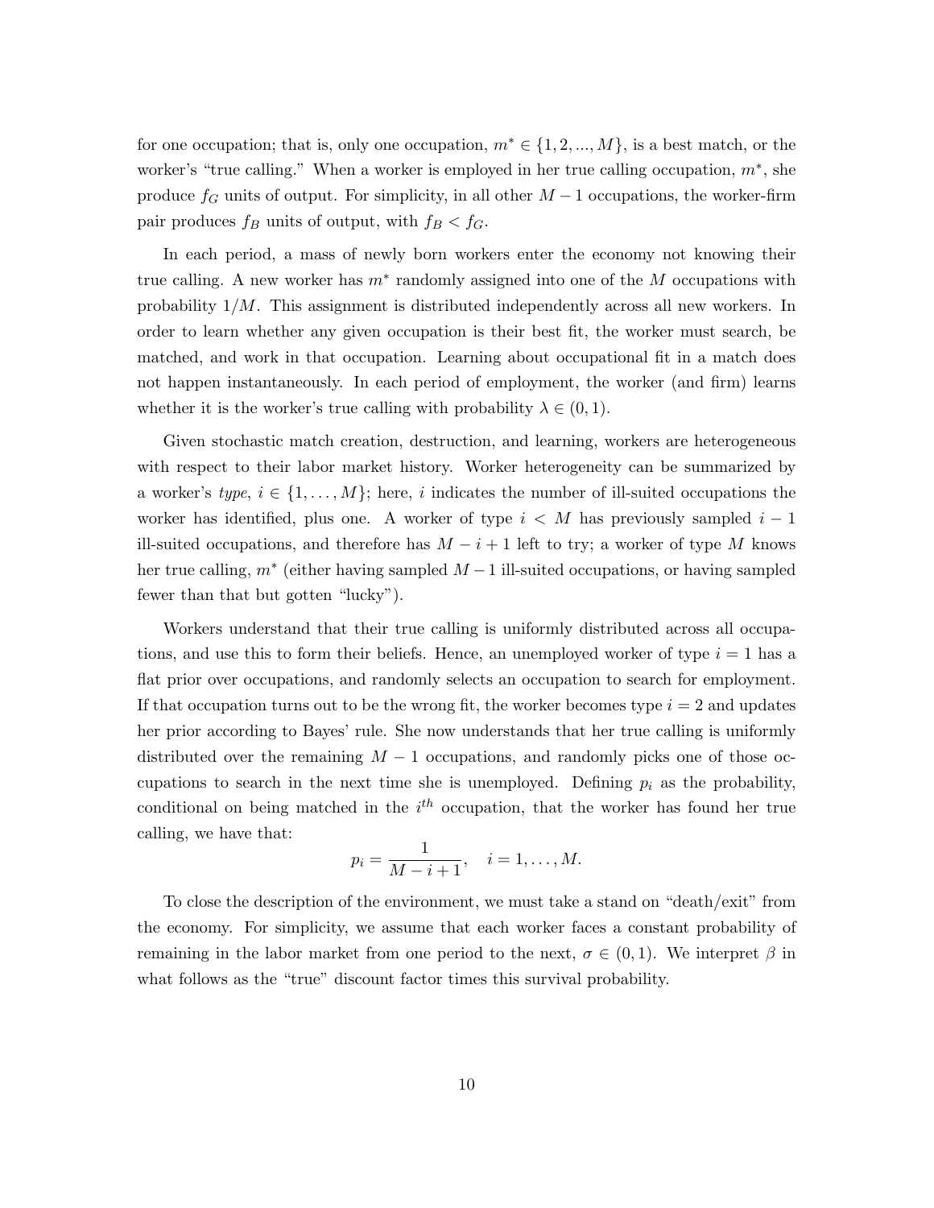for one occupation; that is, only one occupation, $m^* \in \{1, 2, ..., M\}$, is a best match, or the worker's "true calling." When a worker is employed in her true calling occupation, $m^*$, she produce $f_G$ units of output. For simplicity, in all other $M - 1$ occupations, the worker-firm pair produces $f_B$ units of output, with $f_B < f_G$.

In each period, a mass of newly born workers enter the economy not knowing their true calling. A new worker has $m^*$ randomly assigned into one of the $M$ occupations with probability $1/M$. This assignment is distributed independently across all new workers. In order to learn whether any given occupation is their best fit, the worker must search, be matched, and work in that occupation. Learning about occupational fit in a match does not happen instantaneously. In each period of employment, the worker (and firm) learns whether it is the worker's true calling with probability $\lambda \in (0, 1)$.

Given stochastic match creation, destruction, and learning, workers are heterogeneous with respect to their labor market history. Worker heterogeneity can be summarized by a worker's *type*, $i \in \{1, \ldots, M\}$; here, $i$ indicates the number of ill-suited occupations the worker has identified, plus one. A worker of type $i < M$ has previously sampled $i - 1$ ill-suited occupations, and therefore has $M - i + 1$ left to try; a worker of type $M$ knows her true calling, $m^*$ (either having sampled $M - 1$ ill-suited occupations, or having sampled fewer than that but gotten "lucky").

Workers understand that their true calling is uniformly distributed across all occupations, and use this to form their beliefs. Hence, an unemployed worker of type $i = 1$ has a flat prior over occupations, and randomly selects an occupation to search for employment. If that occupation turns out to be the wrong fit, the worker becomes type $i = 2$ and updates her prior according to Bayes' rule. She now understands that her true calling is uniformly distributed over the remaining $M - 1$ occupations, and randomly picks one of those occupations to search in the next time she is unemployed. Defining $p_i$ as the probability, conditional on being matched in the $i^{th}$ occupation, that the worker has found her true calling, we have that:

$$p_i = \frac{1}{M - i + 1}, \quad i = 1, \ldots, M.$$

To close the description of the environment, we must take a stand on "death/exit" from the economy. For simplicity, we assume that each worker faces a constant probability of remaining in the labor market from one period to the next, $\sigma \in (0, 1)$. We interpret $\beta$ in what follows as the "true" discount factor times this survival probability.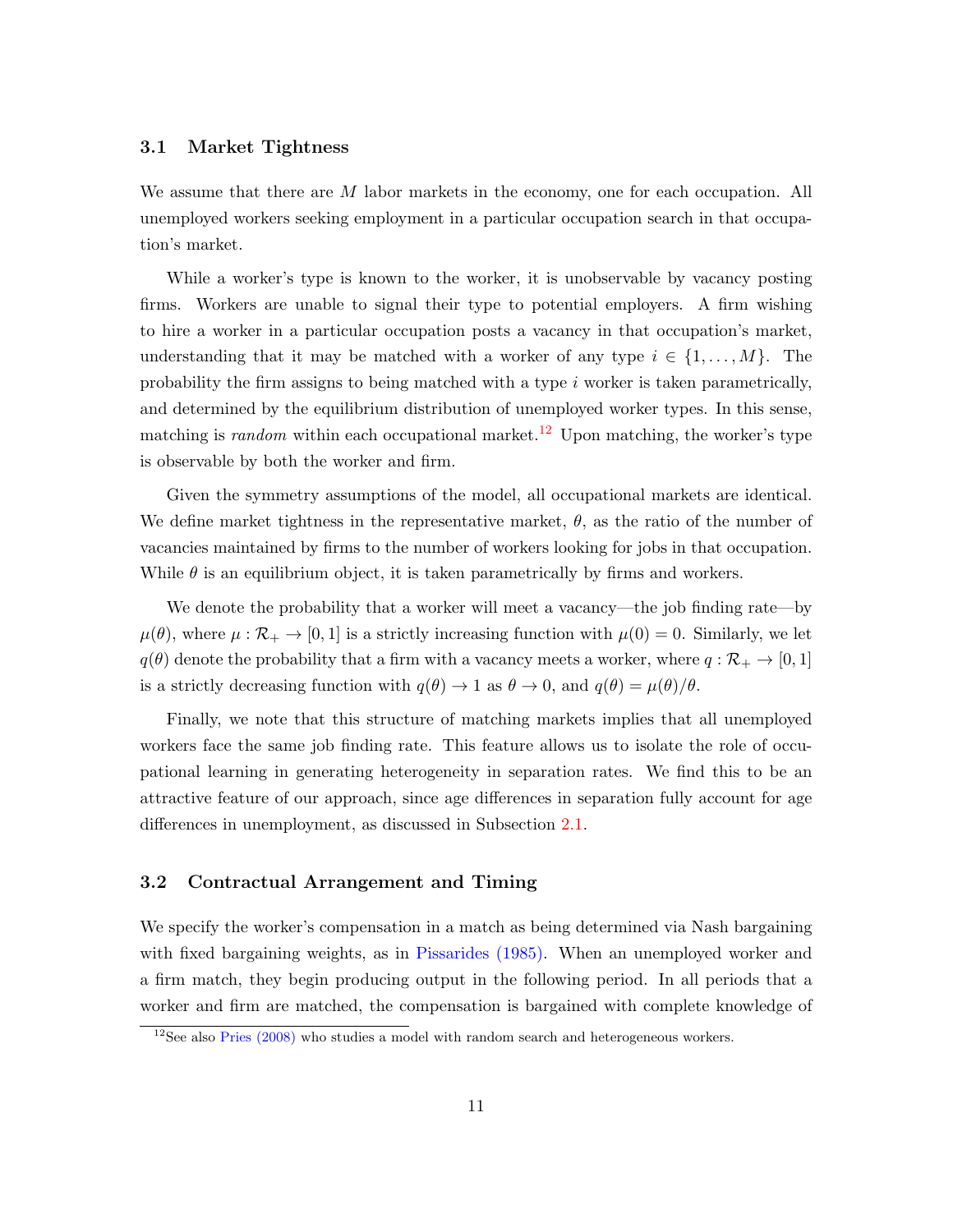### 3.1 Market Tightness

We assume that there are $M$ labor markets in the economy, one for each occupation. All unemployed workers seeking employment in a particular occupation search in that occupation's market.

While a worker's type is known to the worker, it is unobservable by vacancy posting firms. Workers are unable to signal their type to potential employers. A firm wishing to hire a worker in a particular occupation posts a vacancy in that occupation's market, understanding that it may be matched with a worker of any type $i \in \{1, \ldots, M\}$. The probability the firm assigns to being matched with a type $i$ worker is taken parametrically, and determined by the equilibrium distribution of unemployed worker types. In this sense, matching is *random* within each occupational market.[12] Upon matching, the worker's type is observable by both the worker and firm.

Given the symmetry assumptions of the model, all occupational markets are identical. We define market tightness in the representative market, $\theta$, as the ratio of the number of vacancies maintained by firms to the number of workers looking for jobs in that occupation. While $\theta$ is an equilibrium object, it is taken parametrically by firms and workers.

We denote the probability that a worker will meet a vacancy—the job finding rate—by $\mu(\theta)$, where $\mu : \mathcal{R}_+ \to [0, 1]$ is a strictly increasing function with $\mu(0) = 0$. Similarly, we let $q(\theta)$ denote the probability that a firm with a vacancy meets a worker, where $q : \mathcal{R}_+ \to [0, 1]$ is a strictly decreasing function with $q(\theta) \to 1$ as $\theta \to 0$, and $q(\theta) = \mu(\theta)/\theta$.

Finally, we note that this structure of matching markets implies that all unemployed workers face the same job finding rate. This feature allows us to isolate the role of occupational learning in generating heterogeneity in separation rates. We find this to be an attractive feature of our approach, since age differences in separation fully account for age differences in unemployment, as discussed in Subsection 2.1.

### 3.2 Contractual Arrangement and Timing

We specify the worker's compensation in a match as being determined via Nash bargaining with fixed bargaining weights, as in Pissarides (1985). When an unemployed worker and a firm match, they begin producing output in the following period. In all periods that a worker and firm are matched, the compensation is bargained with complete knowledge of

[12] See also Pries (2008) who studies a model with random search and heterogeneous workers.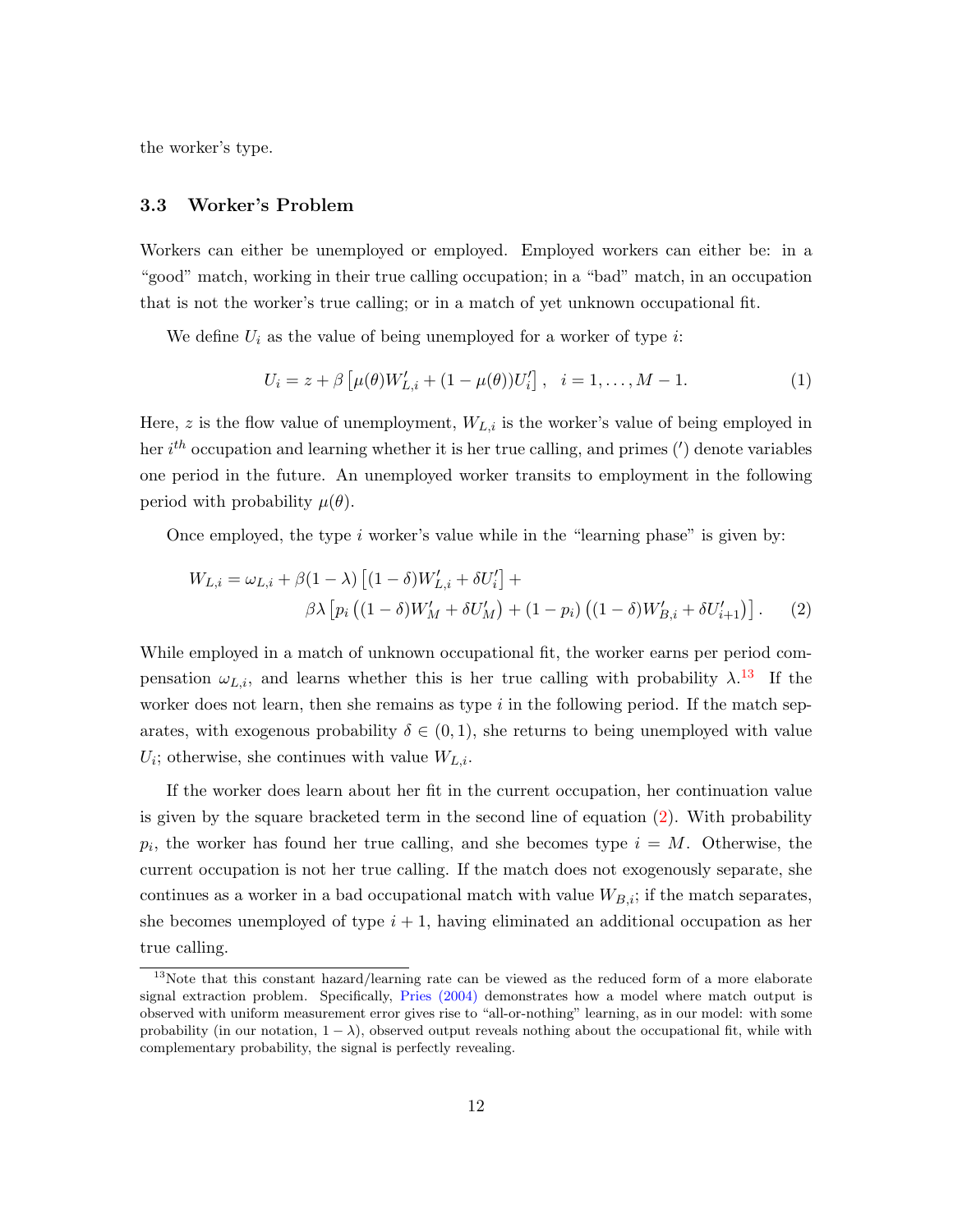the worker's type.

### 3.3 Worker's Problem

Workers can either be unemployed or employed. Employed workers can either be: in a "good" match, working in their true calling occupation; in a "bad" match, in an occupation that is not the worker's true calling; or in a match of yet unknown occupational fit.

We define $U_i$ as the value of being unemployed for a worker of type $i$:

$$U_i = z + \beta \left[ \mu(\theta) W'_{L,i} + (1-\mu(\theta)) U'_i \right], \quad i = 1, \ldots, M-1. \tag{1}$$

Here, $z$ is the flow value of unemployment, $W_{L,i}$ is the worker's value of being employed in her $i^{th}$ occupation and learning whether it is her true calling, and primes ($'$) denote variables one period in the future. An unemployed worker transits to employment in the following period with probability $\mu(\theta)$.

Once employed, the type $i$ worker's value while in the "learning phase" is given by:

$$\begin{aligned} W_{L,i} = \omega_{L,i} + \beta(1-\lambda)\left[(1-\delta)W'_{L,i} + \delta U'_i\right] + \\ \beta\lambda\left[p_i\left((1-\delta)W'_M + \delta U'_M\right) + (1-p_i)\left((1-\delta)W'_{B,i} + \delta U'_{i+1}\right)\right]. \end{aligned} \tag{2}$$

While employed in a match of unknown occupational fit, the worker earns per period compensation $\omega_{L,i}$, and learns whether this is her true calling with probability $\lambda$.[13] If the worker does not learn, then she remains as type $i$ in the following period. If the match separates, with exogenous probability $\delta \in (0,1)$, she returns to being unemployed with value $U_i$; otherwise, she continues with value $W_{L,i}$.

If the worker does learn about her fit in the current occupation, her continuation value is given by the square bracketed term in the second line of equation (2). With probability $p_i$, the worker has found her true calling, and she becomes type $i = M$. Otherwise, the current occupation is not her true calling. If the match does not exogenously separate, she continues as a worker in a bad occupational match with value $W_{B,i}$; if the match separates, she becomes unemployed of type $i+1$, having eliminated an additional occupation as her true calling.

[13] Note that this constant hazard/learning rate can be viewed as the reduced form of a more elaborate signal extraction problem. Specifically, Pries (2004) demonstrates how a model where match output is observed with uniform measurement error gives rise to "all-or-nothing" learning, as in our model: with some probability (in our notation, $1-\lambda$), observed output reveals nothing about the occupational fit, while with complementary probability, the signal is perfectly revealing.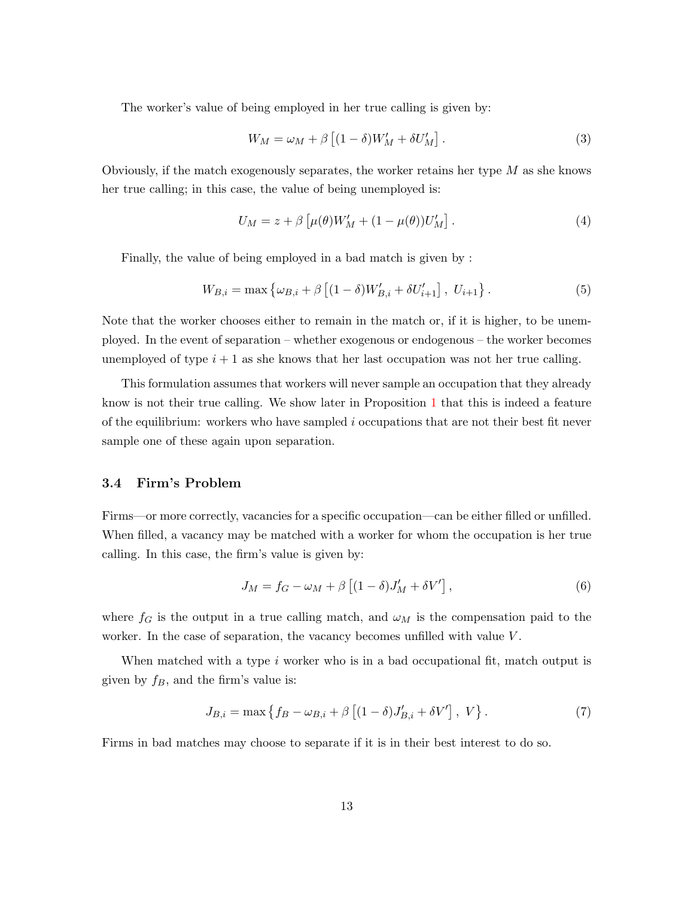The worker's value of being employed in her true calling is given by:

$$W_M = \omega_M + \beta \left[ (1-\delta) W_M' + \delta U_M' \right]. \tag{3}$$

Obviously, if the match exogenously separates, the worker retains her type $M$ as she knows her true calling; in this case, the value of being unemployed is:

$$U_M = z + \beta \left[ \mu(\theta) W_M' + (1-\mu(\theta)) U_M' \right]. \tag{4}$$

Finally, the value of being employed in a bad match is given by :

$$W_{B,i} = \max \left\{ \omega_{B,i} + \beta \left[ (1-\delta) W_{B,i}' + \delta U_{i+1}' \right],\ U_{i+1} \right\}. \tag{5}$$

Note that the worker chooses either to remain in the match or, if it is higher, to be unemployed. In the event of separation – whether exogenous or endogenous – the worker becomes unemployed of type $i+1$ as she knows that her last occupation was not her true calling.

This formulation assumes that workers will never sample an occupation that they already know is not their true calling. We show later in Proposition 1 that this is indeed a feature of the equilibrium: workers who have sampled $i$ occupations that are not their best fit never sample one of these again upon separation.

### 3.4 Firm's Problem

Firms—or more correctly, vacancies for a specific occupation—can be either filled or unfilled. When filled, a vacancy may be matched with a worker for whom the occupation is her true calling. In this case, the firm's value is given by:

$$J_M = f_G - \omega_M + \beta \left[ (1-\delta) J_M' + \delta V' \right], \tag{6}$$

where $f_G$ is the output in a true calling match, and $\omega_M$ is the compensation paid to the worker. In the case of separation, the vacancy becomes unfilled with value $V$.

When matched with a type $i$ worker who is in a bad occupational fit, match output is given by $f_B$, and the firm's value is:

$$J_{B,i} = \max \left\{ f_B - \omega_{B,i} + \beta \left[ (1-\delta) J_{B,i}' + \delta V' \right],\ V \right\}. \tag{7}$$

Firms in bad matches may choose to separate if it is in their best interest to do so.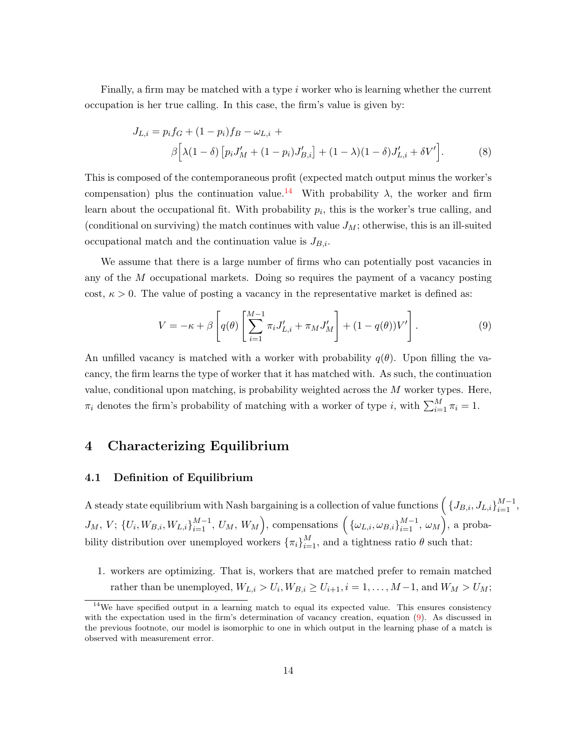Finally, a firm may be matched with a type $i$ worker who is learning whether the current occupation is her true calling. In this case, the firm's value is given by:

$$J_{L,i} = p_i f_G + (1 - p_i) f_B - \omega_{L,i} + \beta\Big[\lambda(1 - \delta)\left[p_i J'_M + (1 - p_i) J'_{B,i}\right] + (1 - \lambda)(1 - \delta) J'_{L,i} + \delta V'\Big]. \tag{8}$$

This is composed of the contemporaneous profit (expected match output minus the worker's compensation) plus the continuation value.[14] With probability $\lambda$, the worker and firm learn about the occupational fit. With probability $p_i$, this is the worker's true calling, and (conditional on surviving) the match continues with value $J_M$; otherwise, this is an ill-suited occupational match and the continuation value is $J_{B,i}$.

We assume that there is a large number of firms who can potentially post vacancies in any of the $M$ occupational markets. Doing so requires the payment of a vacancy posting cost, $\kappa > 0$. The value of posting a vacancy in the representative market is defined as:

$$V = -\kappa + \beta\left[q(\theta)\left[\sum_{i=1}^{M-1} \pi_i J'_{L,i} + \pi_M J'_M\right] + (1 - q(\theta))V'\right]. \tag{9}$$

An unfilled vacancy is matched with a worker with probability $q(\theta)$. Upon filling the vacancy, the firm learns the type of worker that it has matched with. As such, the continuation value, conditional upon matching, is probability weighted across the $M$ worker types. Here, $\pi_i$ denotes the firm's probability of matching with a worker of type $i$, with $\sum_{i=1}^{M} \pi_i = 1$.

# 4 Characterizing Equilibrium

## 4.1 Definition of Equilibrium

A steady state equilibrium with Nash bargaining is a collection of value functions $\Big(\{J_{B,i}, J_{L,i}\}_{i=1}^{M-1}, J_M, V; \{U_i, W_{B,i}, W_{L,i}\}_{i=1}^{M-1}, U_M, W_M\Big)$, compensations $\Big(\{\omega_{L,i}, \omega_{B,i}\}_{i=1}^{M-1}, \omega_M\Big)$, a probability distribution over unemployed workers $\{\pi_i\}_{i=1}^{M}$, and a tightness ratio $\theta$ such that:

1. workers are optimizing. That is, workers that are matched prefer to remain matched rather than be unemployed, $W_{L,i} > U_i, W_{B,i} \geq U_{i+1}, i = 1, \ldots, M-1$, and $W_M > U_M$;

[14] We have specified output in a learning match to equal its expected value. This ensures consistency with the expectation used in the firm's determination of vacancy creation, equation (9). As discussed in the previous footnote, our model is isomorphic to one in which output in the learning phase of a match is observed with measurement error.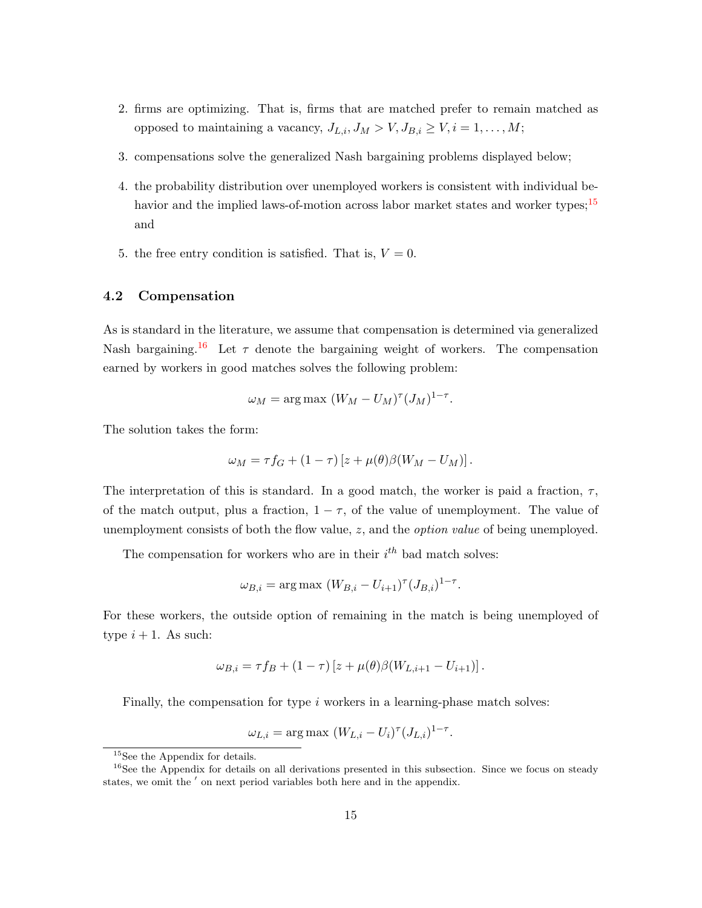2. firms are optimizing. That is, firms that are matched prefer to remain matched as opposed to maintaining a vacancy, $J_{L,i}, J_M > V, J_{B,i} \geq V, i = 1, \ldots, M$;

3. compensations solve the generalized Nash bargaining problems displayed below;

4. the probability distribution over unemployed workers is consistent with individual behavior and the implied laws-of-motion across labor market states and worker types;[15] and

5. the free entry condition is satisfied. That is, $V = 0$.

### 4.2 Compensation

As is standard in the literature, we assume that compensation is determined via generalized Nash bargaining.[16] Let $\tau$ denote the bargaining weight of workers. The compensation earned by workers in good matches solves the following problem:

$$\omega_M = \arg\max \, (W_M - U_M)^{\tau} (J_M)^{1-\tau}.$$

The solution takes the form:

$$\omega_M = \tau f_G + (1-\tau)\left[z + \mu(\theta)\beta(W_M - U_M)\right].$$

The interpretation of this is standard. In a good match, the worker is paid a fraction, $\tau$, of the match output, plus a fraction, $1-\tau$, of the value of unemployment. The value of unemployment consists of both the flow value, $z$, and the *option value* of being unemployed.

The compensation for workers who are in their $i^{th}$ bad match solves:

$$\omega_{B,i} = \arg\max \, (W_{B,i} - U_{i+1})^{\tau} (J_{B,i})^{1-\tau}.$$

For these workers, the outside option of remaining in the match is being unemployed of type $i+1$. As such:

$$\omega_{B,i} = \tau f_B + (1-\tau)\left[z + \mu(\theta)\beta(W_{L,i+1} - U_{i+1})\right].$$

Finally, the compensation for type $i$ workers in a learning-phase match solves:

$$\omega_{L,i} = \arg\max \, (W_{L,i} - U_i)^{\tau} (J_{L,i})^{1-\tau}.$$

[15] See the Appendix for details.

[16] See the Appendix for details on all derivations presented in this subsection. Since we focus on steady states, we omit the $'$ on next period variables both here and in the appendix.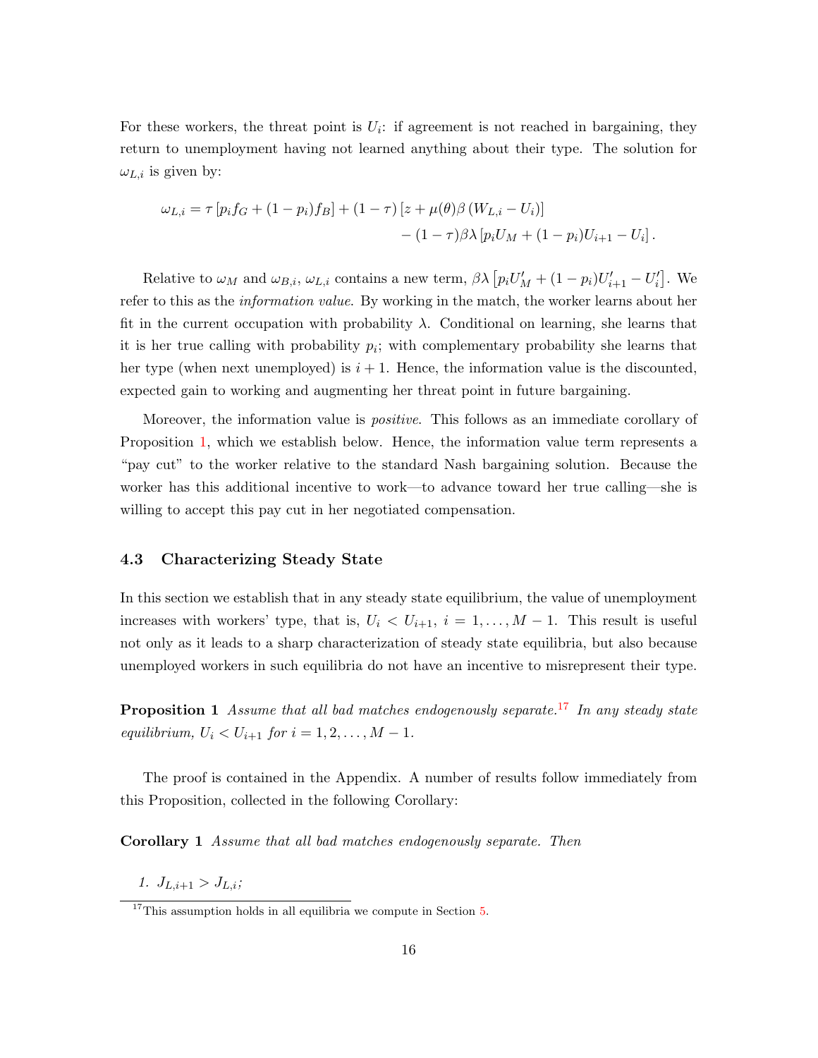For these workers, the threat point is $U_i$: if agreement is not reached in bargaining, they return to unemployment having not learned anything about their type. The solution for $\omega_{L,i}$ is given by:

$$\omega_{L,i} = \tau \left[p_i f_G + (1-p_i) f_B\right] + (1-\tau)\left[z + \mu(\theta)\beta\left(W_{L,i} - U_i\right)\right] \\ - (1-\tau)\beta\lambda\left[p_i U_M + (1-p_i)U_{i+1} - U_i\right].$$

Relative to $\omega_M$ and $\omega_{B,i}$, $\omega_{L,i}$ contains a new term, $\beta\lambda\left[p_i U'_M + (1-p_i)U'_{i+1} - U'_i\right]$. We refer to this as the *information value*. By working in the match, the worker learns about her fit in the current occupation with probability $\lambda$. Conditional on learning, she learns that it is her true calling with probability $p_i$; with complementary probability she learns that her type (when next unemployed) is $i+1$. Hence, the information value is the discounted, expected gain to working and augmenting her threat point in future bargaining.

Moreover, the information value is *positive*. This follows as an immediate corollary of Proposition 1, which we establish below. Hence, the information value term represents a "pay cut" to the worker relative to the standard Nash bargaining solution. Because the worker has this additional incentive to work—to advance toward her true calling—she is willing to accept this pay cut in her negotiated compensation.

### 4.3 Characterizing Steady State

In this section we establish that in any steady state equilibrium, the value of unemployment increases with workers' type, that is, $U_i < U_{i+1}$, $i = 1, \ldots, M-1$. This result is useful not only as it leads to a sharp characterization of steady state equilibria, but also because unemployed workers in such equilibria do not have an incentive to misrepresent their type.

**Proposition 1** *Assume that all bad matches endogenously separate.*[17] *In any steady state equilibrium, $U_i < U_{i+1}$ for $i = 1, 2, \ldots, M-1$.*

The proof is contained in the Appendix. A number of results follow immediately from this Proposition, collected in the following Corollary:

**Corollary 1** *Assume that all bad matches endogenously separate. Then*

1. *$J_{L,i+1} > J_{L,i}$;*

[17] This assumption holds in all equilibria we compute in Section 5.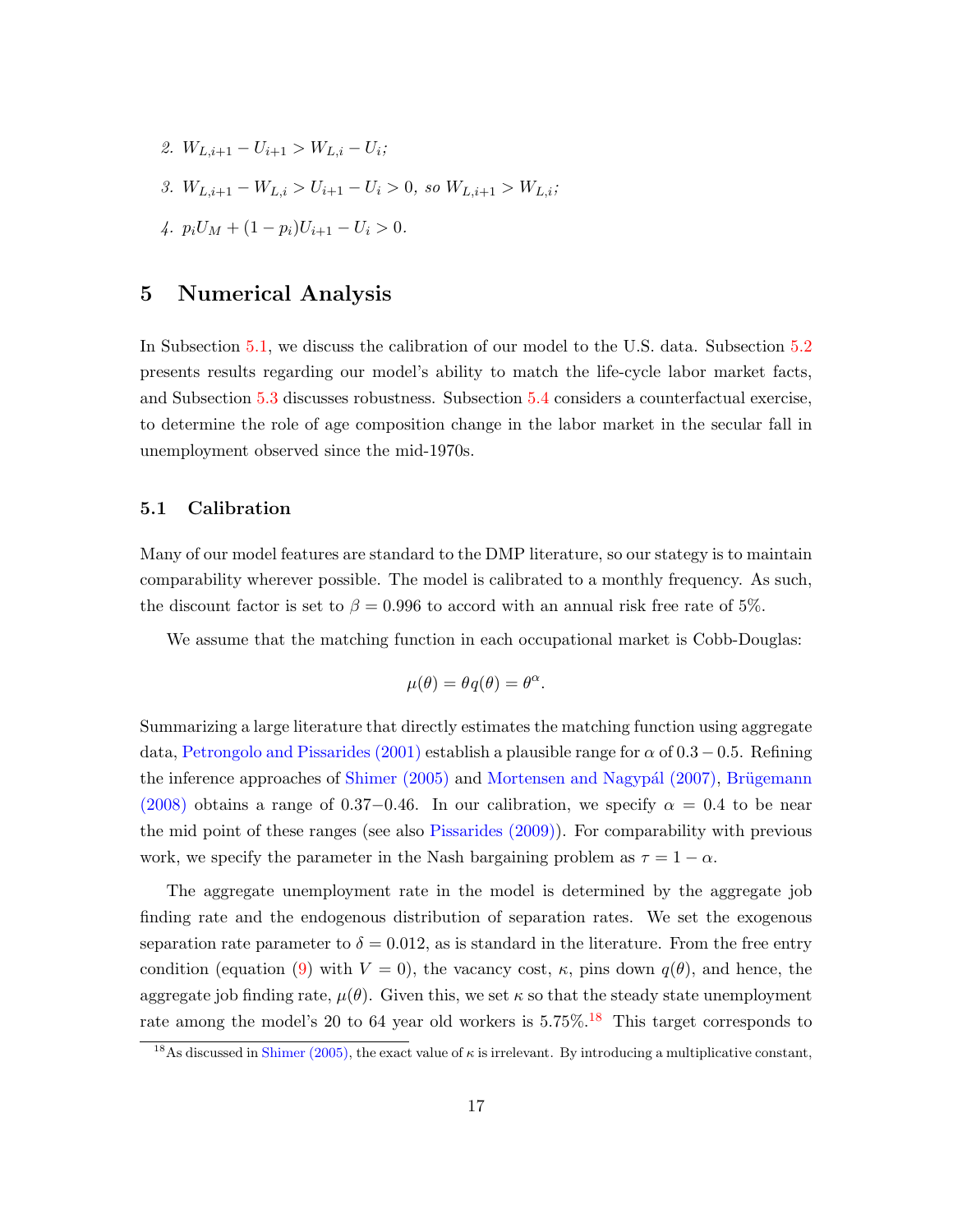2. $W_{L,i+1} - U_{i+1} > W_{L,i} - U_i$;
3. $W_{L,i+1} - W_{L,i} > U_{i+1} - U_i > 0$, so $W_{L,i+1} > W_{L,i}$;
4. $p_i U_M + (1 - p_i) U_{i+1} - U_i > 0$.

# 5 Numerical Analysis

In Subsection 5.1, we discuss the calibration of our model to the U.S. data. Subsection 5.2 presents results regarding our model's ability to match the life-cycle labor market facts, and Subsection 5.3 discusses robustness. Subsection 5.4 considers a counterfactual exercise, to determine the role of age composition change in the labor market in the secular fall in unemployment observed since the mid-1970s.

## 5.1 Calibration

Many of our model features are standard to the DMP literature, so our stategy is to maintain comparability wherever possible. The model is calibrated to a monthly frequency. As such, the discount factor is set to $\beta = 0.996$ to accord with an annual risk free rate of 5%.

We assume that the matching function in each occupational market is Cobb-Douglas:

$$\mu(\theta) = \theta q(\theta) = \theta^{\alpha}.$$

Summarizing a large literature that directly estimates the matching function using aggregate data, Petrongolo and Pissarides (2001) establish a plausible range for $\alpha$ of $0.3 - 0.5$. Refining the inference approaches of Shimer (2005) and Mortensen and Nagypál (2007), Brügemann (2008) obtains a range of $0.37 - 0.46$. In our calibration, we specify $\alpha = 0.4$ to be near the mid point of these ranges (see also Pissarides (2009)). For comparability with previous work, we specify the parameter in the Nash bargaining problem as $\tau = 1 - \alpha$.

The aggregate unemployment rate in the model is determined by the aggregate job finding rate and the endogenous distribution of separation rates. We set the exogenous separation rate parameter to $\delta = 0.012$, as is standard in the literature. From the free entry condition (equation (9) with $V = 0$), the vacancy cost, $\kappa$, pins down $q(\theta)$, and hence, the aggregate job finding rate, $\mu(\theta)$. Given this, we set $\kappa$ so that the steady state unemployment rate among the model's 20 to 64 year old workers is 5.75%.[18] This target corresponds to

[18] As discussed in Shimer (2005), the exact value of $\kappa$ is irrelevant. By introducing a multiplicative constant,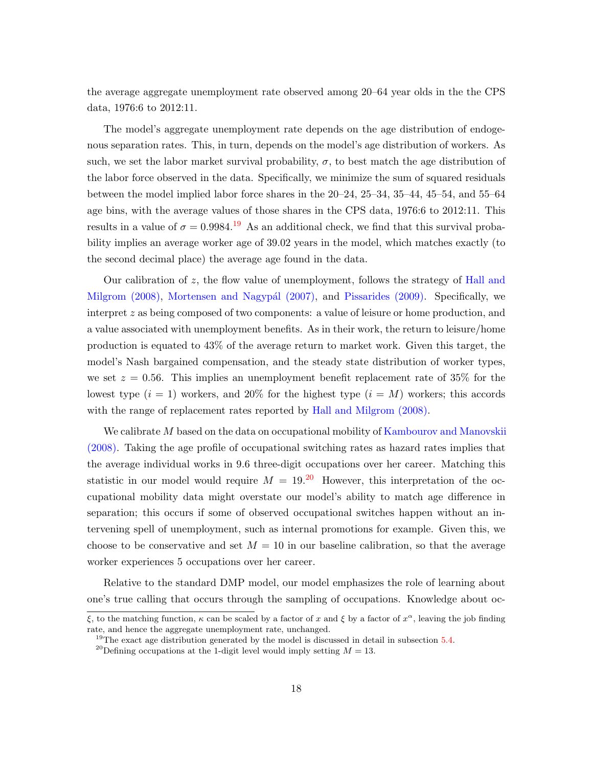the average aggregate unemployment rate observed among 20–64 year olds in the the CPS data, 1976:6 to 2012:11.

The model's aggregate unemployment rate depends on the age distribution of endogenous separation rates. This, in turn, depends on the model's age distribution of workers. As such, we set the labor market survival probability, $\sigma$, to best match the age distribution of the labor force observed in the data. Specifically, we minimize the sum of squared residuals between the model implied labor force shares in the 20–24, 25–34, 35–44, 45–54, and 55–64 age bins, with the average values of those shares in the CPS data, 1976:6 to 2012:11. This results in a value of $\sigma = 0.9984$.[19] As an additional check, we find that this survival probability implies an average worker age of 39.02 years in the model, which matches exactly (to the second decimal place) the average age found in the data.

Our calibration of $z$, the flow value of unemployment, follows the strategy of Hall and Milgrom (2008), Mortensen and Nagypál (2007), and Pissarides (2009). Specifically, we interpret $z$ as being composed of two components: a value of leisure or home production, and a value associated with unemployment benefits. As in their work, the return to leisure/home production is equated to 43% of the average return to market work. Given this target, the model's Nash bargained compensation, and the steady state distribution of worker types, we set $z = 0.56$. This implies an unemployment benefit replacement rate of 35% for the lowest type ($i = 1$) workers, and 20% for the highest type ($i = M$) workers; this accords with the range of replacement rates reported by Hall and Milgrom (2008).

We calibrate $M$ based on the data on occupational mobility of Kambourov and Manovskii (2008). Taking the age profile of occupational switching rates as hazard rates implies that the average individual works in 9.6 three-digit occupations over her career. Matching this statistic in our model would require $M = 19$.[20] However, this interpretation of the occupational mobility data might overstate our model's ability to match age difference in separation; this occurs if some of observed occupational switches happen without an intervening spell of unemployment, such as internal promotions for example. Given this, we choose to be conservative and set $M = 10$ in our baseline calibration, so that the average worker experiences 5 occupations over her career.

Relative to the standard DMP model, our model emphasizes the role of learning about one's true calling that occurs through the sampling of occupations. Knowledge about oc-

---

$\xi$, to the matching function, $\kappa$ can be scaled by a factor of $x$ and $\xi$ by a factor of $x^{\alpha}$, leaving the job finding rate, and hence the aggregate unemployment rate, unchanged.

[19] The exact age distribution generated by the model is discussed in detail in subsection 5.4.

[20] Defining occupations at the 1-digit level would imply setting $M = 13$.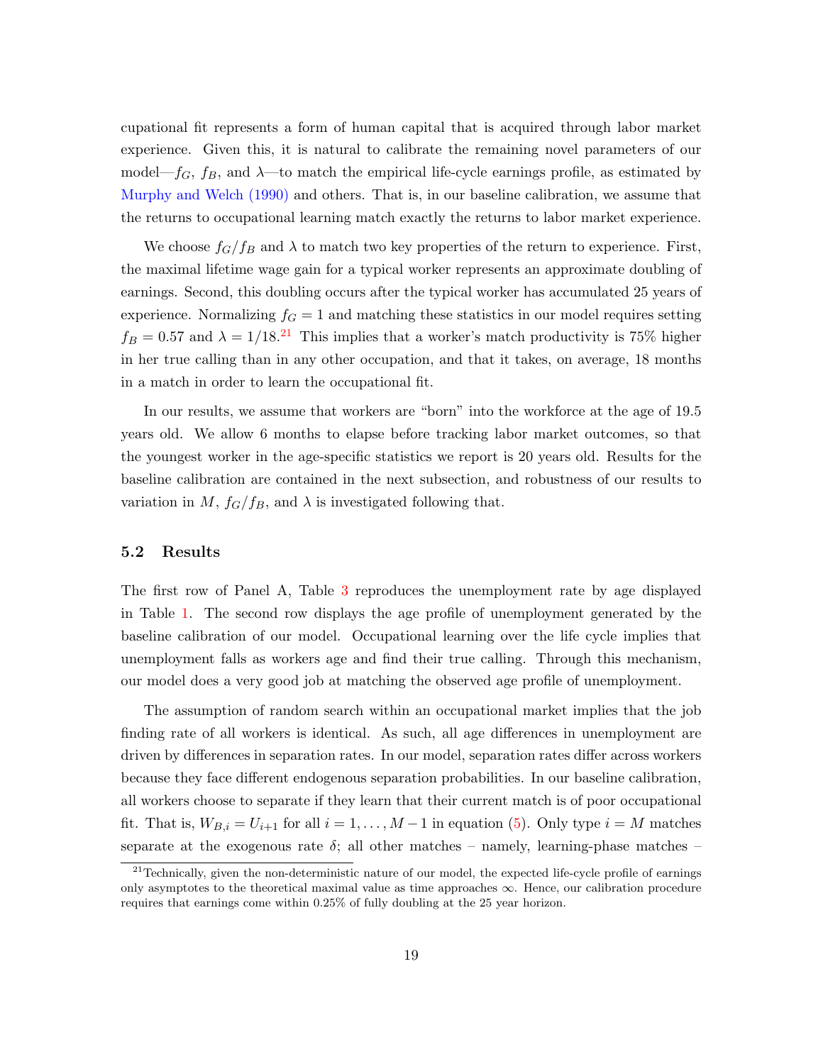cupational fit represents a form of human capital that is acquired through labor market experience. Given this, it is natural to calibrate the remaining novel parameters of our model—$f_G$, $f_B$, and $\lambda$—to match the empirical life-cycle earnings profile, as estimated by Murphy and Welch (1990) and others. That is, in our baseline calibration, we assume that the returns to occupational learning match exactly the returns to labor market experience.

We choose $f_G/f_B$ and $\lambda$ to match two key properties of the return to experience. First, the maximal lifetime wage gain for a typical worker represents an approximate doubling of earnings. Second, this doubling occurs after the typical worker has accumulated 25 years of experience. Normalizing $f_G = 1$ and matching these statistics in our model requires setting $f_B = 0.57$ and $\lambda = 1/18$.[21] This implies that a worker's match productivity is 75% higher in her true calling than in any other occupation, and that it takes, on average, 18 months in a match in order to learn the occupational fit.

In our results, we assume that workers are "born" into the workforce at the age of 19.5 years old. We allow 6 months to elapse before tracking labor market outcomes, so that the youngest worker in the age-specific statistics we report is 20 years old. Results for the baseline calibration are contained in the next subsection, and robustness of our results to variation in $M$, $f_G/f_B$, and $\lambda$ is investigated following that.

### 5.2 Results

The first row of Panel A, Table 3 reproduces the unemployment rate by age displayed in Table 1. The second row displays the age profile of unemployment generated by the baseline calibration of our model. Occupational learning over the life cycle implies that unemployment falls as workers age and find their true calling. Through this mechanism, our model does a very good job at matching the observed age profile of unemployment.

The assumption of random search within an occupational market implies that the job finding rate of all workers is identical. As such, all age differences in unemployment are driven by differences in separation rates. In our model, separation rates differ across workers because they face different endogenous separation probabilities. In our baseline calibration, all workers choose to separate if they learn that their current match is of poor occupational fit. That is, $W_{B,i} = U_{i+1}$ for all $i = 1, \ldots, M-1$ in equation (5). Only type $i = M$ matches separate at the exogenous rate $\delta$; all other matches – namely, learning-phase matches –

[21] Technically, given the non-deterministic nature of our model, the expected life-cycle profile of earnings only asymptotes to the theoretical maximal value as time approaches $\infty$. Hence, our calibration procedure requires that earnings come within 0.25% of fully doubling at the 25 year horizon.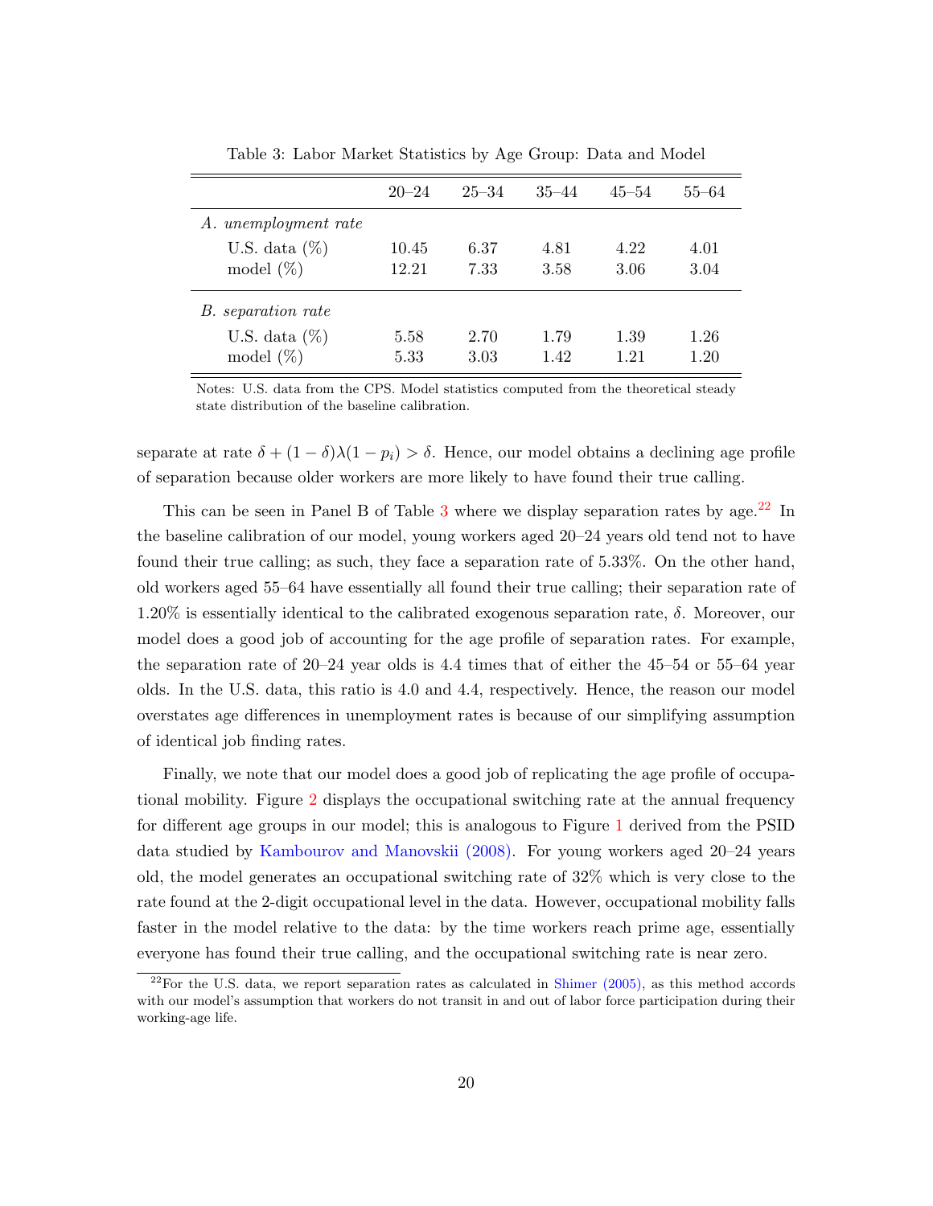Table 3: Labor Market Statistics by Age Group: Data and Model

| | 20–24 | 25–34 | 35–44 | 45–54 | 55–64 |
|---|---|---|---|---|---|
| *A. unemployment rate* | | | | | |
| U.S. data (%) | 10.45 | 6.37 | 4.81 | 4.22 | 4.01 |
| model (%) | 12.21 | 7.33 | 3.58 | 3.06 | 3.04 |
| *B. separation rate* | | | | | |
| U.S. data (%) | 5.58 | 2.70 | 1.79 | 1.39 | 1.26 |
| model (%) | 5.33 | 3.03 | 1.42 | 1.21 | 1.20 |

Notes: U.S. data from the CPS. Model statistics computed from the theoretical steady state distribution of the baseline calibration.

separate at rate $\delta + (1-\delta)\lambda(1-p_i) > \delta$. Hence, our model obtains a declining age profile of separation because older workers are more likely to have found their true calling.

This can be seen in Panel B of Table 3 where we display separation rates by age.[22] In the baseline calibration of our model, young workers aged 20–24 years old tend not to have found their true calling; as such, they face a separation rate of 5.33%. On the other hand, old workers aged 55–64 have essentially all found their true calling; their separation rate of 1.20% is essentially identical to the calibrated exogenous separation rate, $\delta$. Moreover, our model does a good job of accounting for the age profile of separation rates. For example, the separation rate of 20–24 year olds is 4.4 times that of either the 45–54 or 55–64 year olds. In the U.S. data, this ratio is 4.0 and 4.4, respectively. Hence, the reason our model overstates age differences in unemployment rates is because of our simplifying assumption of identical job finding rates.

Finally, we note that our model does a good job of replicating the age profile of occupational mobility. Figure 2 displays the occupational switching rate at the annual frequency for different age groups in our model; this is analogous to Figure 1 derived from the PSID data studied by Kambourov and Manovskii (2008). For young workers aged 20–24 years old, the model generates an occupational switching rate of 32% which is very close to the rate found at the 2-digit occupational level in the data. However, occupational mobility falls faster in the model relative to the data: by the time workers reach prime age, essentially everyone has found their true calling, and the occupational switching rate is near zero.

[22] For the U.S. data, we report separation rates as calculated in Shimer (2005), as this method accords with our model's assumption that workers do not transit in and out of labor force participation during their working-age life.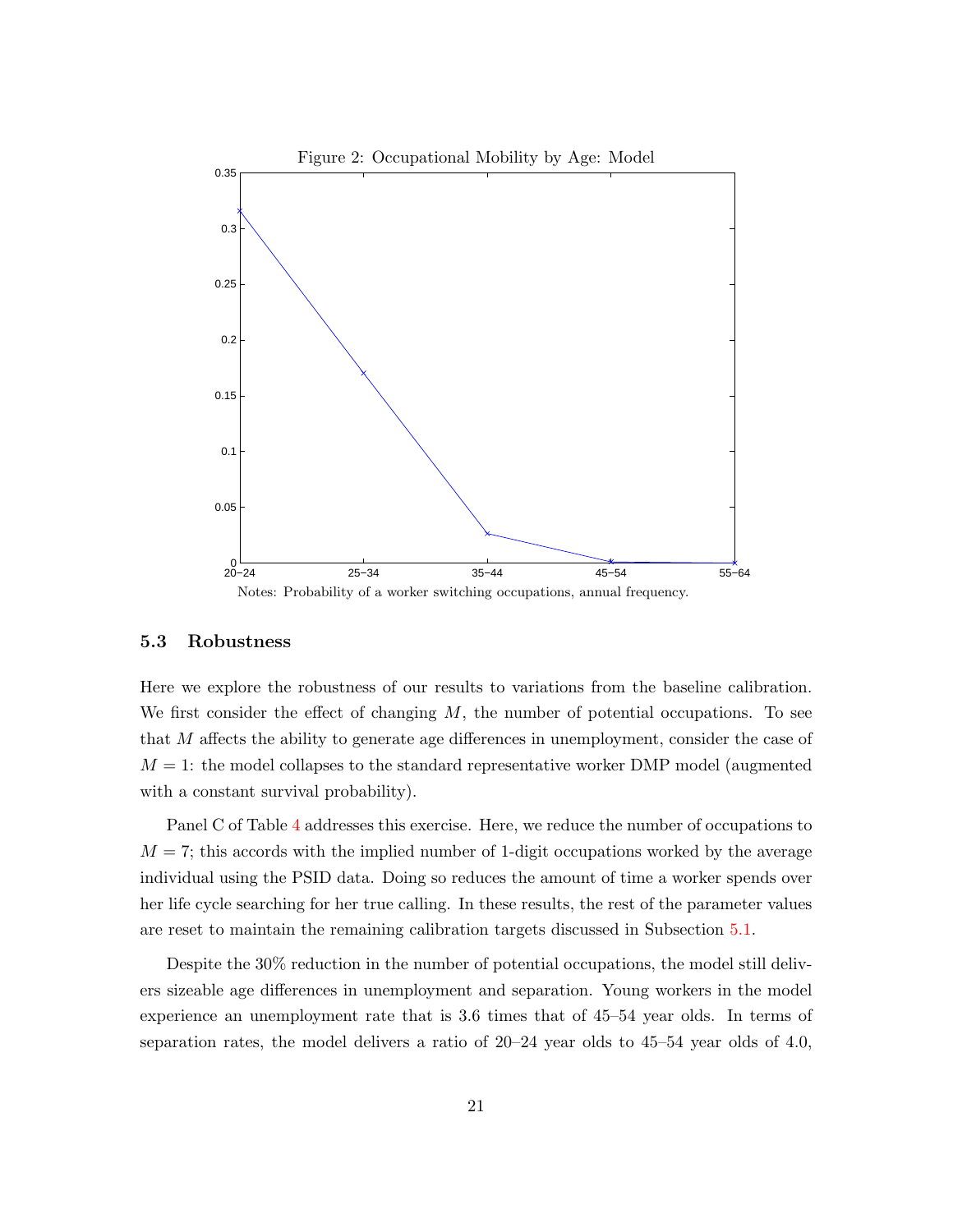Figure 2: Occupational Mobility by Age: Model

0.35
0.3
0.25
0.2
0.15
0.1
0.05
0

20–24
25–34
35–44
45–54
55–64

Notes: Probability of a worker switching occupations, annual frequency.

### 5.3 Robustness

Here we explore the robustness of our results to variations from the baseline calibration. We first consider the effect of changing $M$, the number of potential occupations. To see that $M$ affects the ability to generate age differences in unemployment, consider the case of $M = 1$: the model collapses to the standard representative worker DMP model (augmented with a constant survival probability).

Panel C of Table 4 addresses this exercise. Here, we reduce the number of occupations to $M = 7$; this accords with the implied number of 1-digit occupations worked by the average individual using the PSID data. Doing so reduces the amount of time a worker spends over her life cycle searching for her true calling. In these results, the rest of the parameter values are reset to maintain the remaining calibration targets discussed in Subsection 5.1.

Despite the 30% reduction in the number of potential occupations, the model still delivers sizeable age differences in unemployment and separation. Young workers in the model experience an unemployment rate that is 3.6 times that of 45–54 year olds. In terms of separation rates, the model delivers a ratio of 20–24 year olds to 45–54 year olds of 4.0,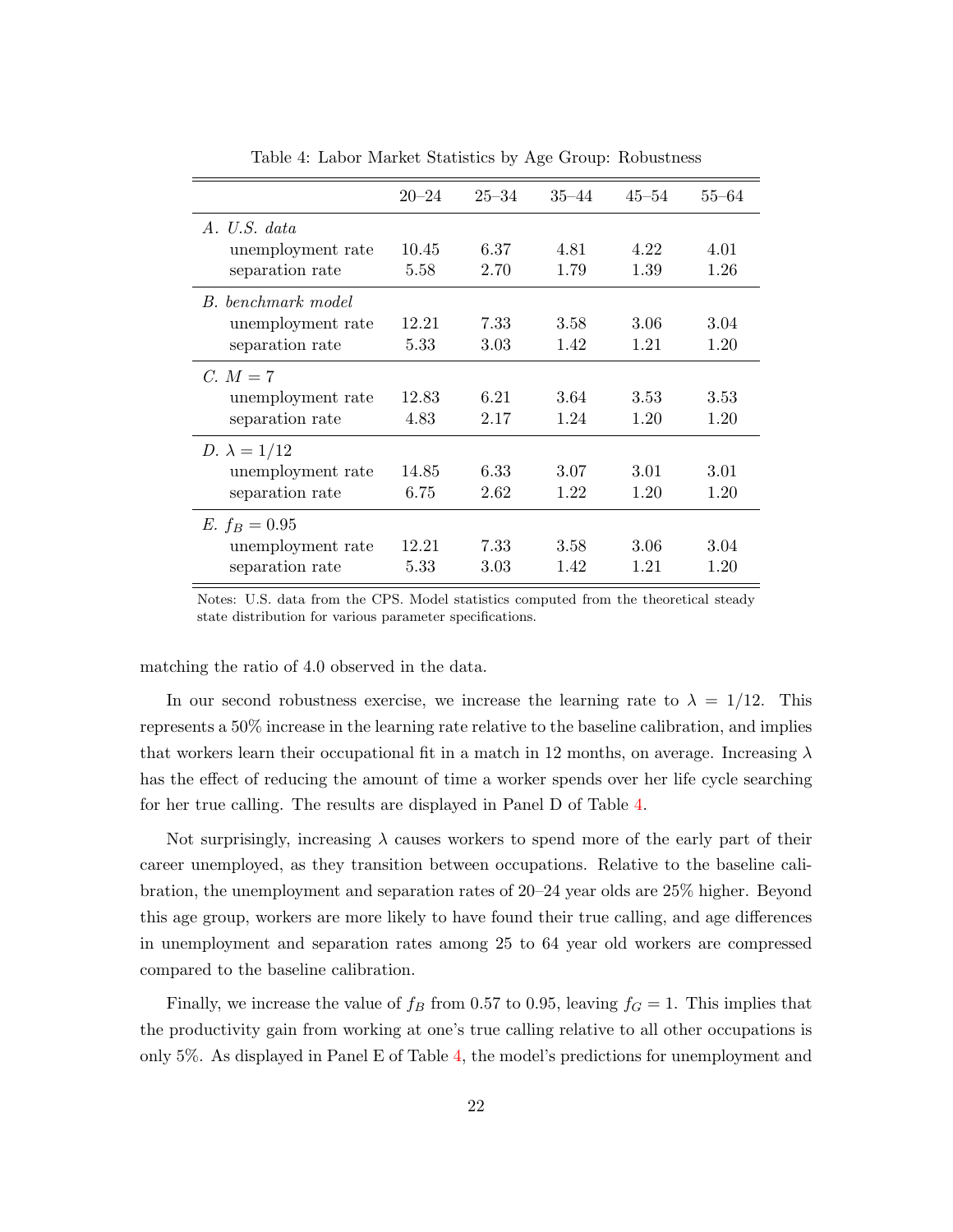Table 4: Labor Market Statistics by Age Group: Robustness

| | 20–24 | 25–34 | 35–44 | 45–54 | 55–64 |
|---|---|---|---|---|---|
| *A. U.S. data* | | | | | |
| unemployment rate | 10.45 | 6.37 | 4.81 | 4.22 | 4.01 |
| separation rate | 5.58 | 2.70 | 1.79 | 1.39 | 1.26 |
| *B. benchmark model* | | | | | |
| unemployment rate | 12.21 | 7.33 | 3.58 | 3.06 | 3.04 |
| separation rate | 5.33 | 3.03 | 1.42 | 1.21 | 1.20 |
| *C.* $M = 7$ | | | | | |
| unemployment rate | 12.83 | 6.21 | 3.64 | 3.53 | 3.53 |
| separation rate | 4.83 | 2.17 | 1.24 | 1.20 | 1.20 |
| *D.* $\lambda = 1/12$ | | | | | |
| unemployment rate | 14.85 | 6.33 | 3.07 | 3.01 | 3.01 |
| separation rate | 6.75 | 2.62 | 1.22 | 1.20 | 1.20 |
| *E.* $f_B = 0.95$ | | | | | |
| unemployment rate | 12.21 | 7.33 | 3.58 | 3.06 | 3.04 |
| separation rate | 5.33 | 3.03 | 1.42 | 1.21 | 1.20 |

Notes: U.S. data from the CPS. Model statistics computed from the theoretical steady state distribution for various parameter specifications.

matching the ratio of 4.0 observed in the data.

In our second robustness exercise, we increase the learning rate to $\lambda = 1/12$. This represents a 50% increase in the learning rate relative to the baseline calibration, and implies that workers learn their occupational fit in a match in 12 months, on average. Increasing $\lambda$ has the effect of reducing the amount of time a worker spends over her life cycle searching for her true calling. The results are displayed in Panel D of Table 4.

Not surprisingly, increasing $\lambda$ causes workers to spend more of the early part of their career unemployed, as they transition between occupations. Relative to the baseline calibration, the unemployment and separation rates of 20–24 year olds are 25% higher. Beyond this age group, workers are more likely to have found their true calling, and age differences in unemployment and separation rates among 25 to 64 year old workers are compressed compared to the baseline calibration.

Finally, we increase the value of $f_B$ from 0.57 to 0.95, leaving $f_G = 1$. This implies that the productivity gain from working at one's true calling relative to all other occupations is only 5%. As displayed in Panel E of Table 4, the model's predictions for unemployment and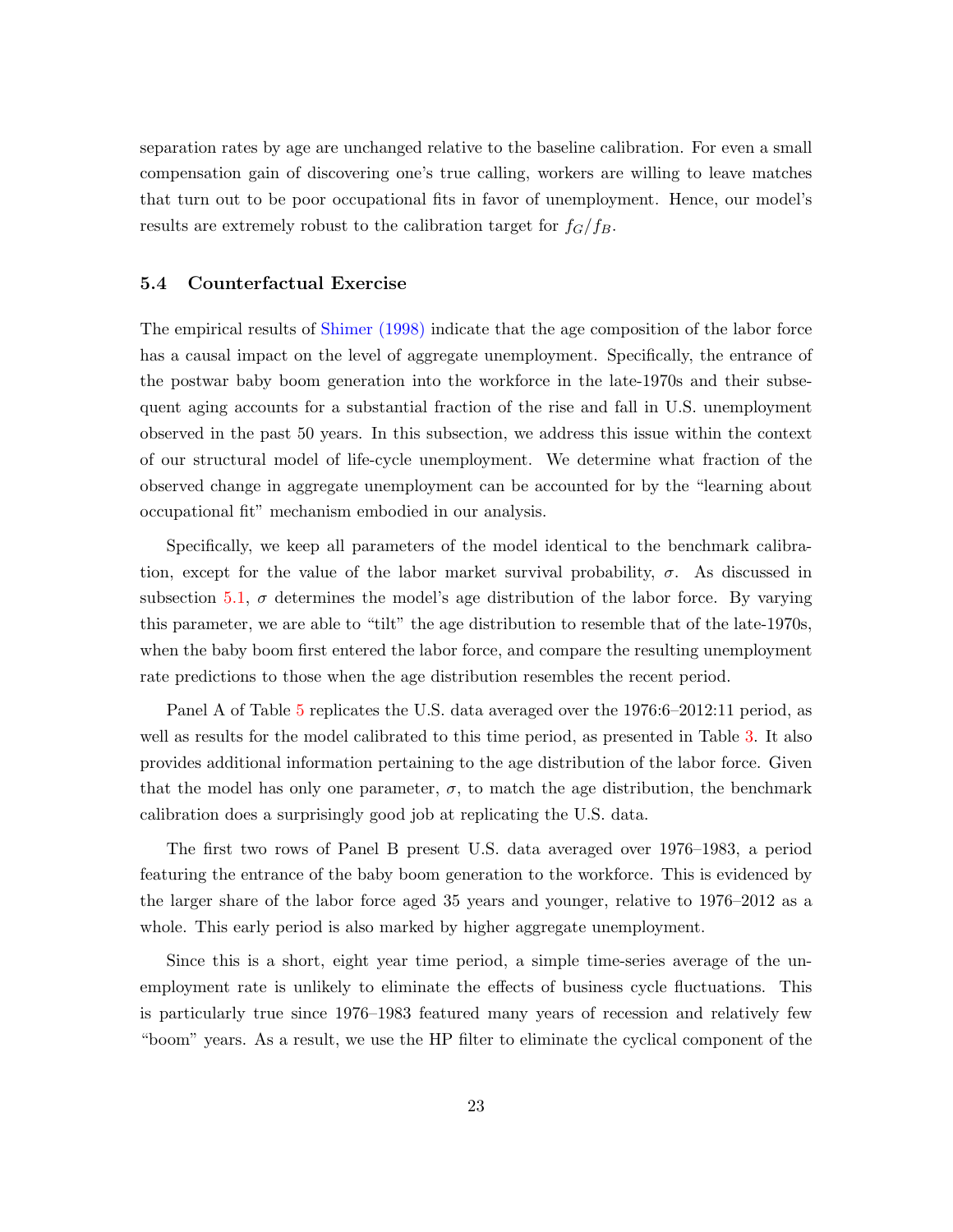separation rates by age are unchanged relative to the baseline calibration. For even a small compensation gain of discovering one's true calling, workers are willing to leave matches that turn out to be poor occupational fits in favor of unemployment. Hence, our model's results are extremely robust to the calibration target for $f_G/f_B$.

### 5.4 Counterfactual Exercise

The empirical results of Shimer (1998) indicate that the age composition of the labor force has a causal impact on the level of aggregate unemployment. Specifically, the entrance of the postwar baby boom generation into the workforce in the late-1970s and their subsequent aging accounts for a substantial fraction of the rise and fall in U.S. unemployment observed in the past 50 years. In this subsection, we address this issue within the context of our structural model of life-cycle unemployment. We determine what fraction of the observed change in aggregate unemployment can be accounted for by the "learning about occupational fit" mechanism embodied in our analysis.

Specifically, we keep all parameters of the model identical to the benchmark calibration, except for the value of the labor market survival probability, $\sigma$. As discussed in subsection 5.1, $\sigma$ determines the model's age distribution of the labor force. By varying this parameter, we are able to "tilt" the age distribution to resemble that of the late-1970s, when the baby boom first entered the labor force, and compare the resulting unemployment rate predictions to those when the age distribution resembles the recent period.

Panel A of Table 5 replicates the U.S. data averaged over the 1976:6–2012:11 period, as well as results for the model calibrated to this time period, as presented in Table 3. It also provides additional information pertaining to the age distribution of the labor force. Given that the model has only one parameter, $\sigma$, to match the age distribution, the benchmark calibration does a surprisingly good job at replicating the U.S. data.

The first two rows of Panel B present U.S. data averaged over 1976–1983, a period featuring the entrance of the baby boom generation to the workforce. This is evidenced by the larger share of the labor force aged 35 years and younger, relative to 1976–2012 as a whole. This early period is also marked by higher aggregate unemployment.

Since this is a short, eight year time period, a simple time-series average of the unemployment rate is unlikely to eliminate the effects of business cycle fluctuations. This is particularly true since 1976–1983 featured many years of recession and relatively few "boom" years. As a result, we use the HP filter to eliminate the cyclical component of the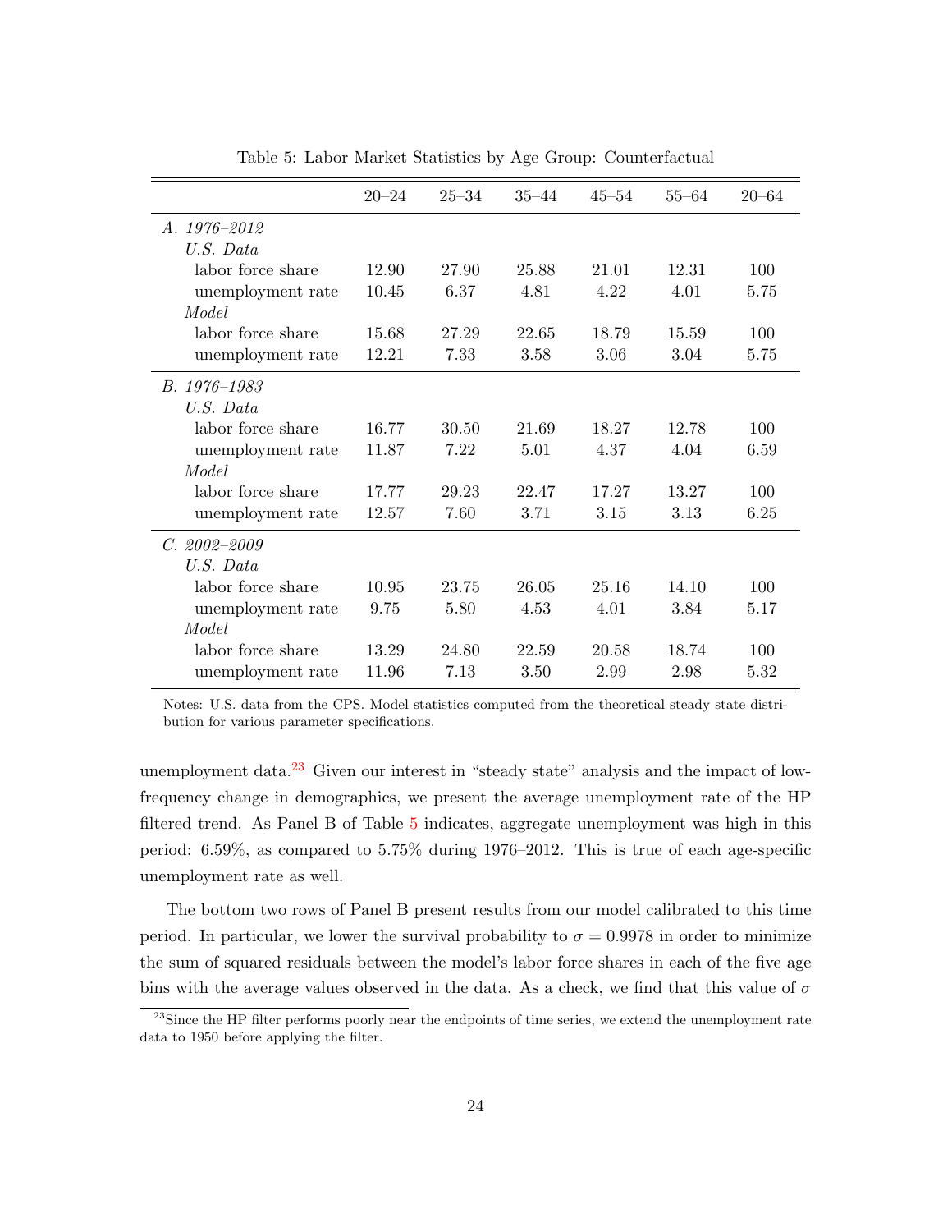Table 5: Labor Market Statistics by Age Group: Counterfactual

| | 20–24 | 25–34 | 35–44 | 45–54 | 55–64 | 20–64 |
|---|---|---|---|---|---|---|
| *A. 1976–2012* | | | | | | |
| *U.S. Data* | | | | | | |
| labor force share | 12.90 | 27.90 | 25.88 | 21.01 | 12.31 | 100 |
| unemployment rate | 10.45 | 6.37 | 4.81 | 4.22 | 4.01 | 5.75 |
| *Model* | | | | | | |
| labor force share | 15.68 | 27.29 | 22.65 | 18.79 | 15.59 | 100 |
| unemployment rate | 12.21 | 7.33 | 3.58 | 3.06 | 3.04 | 5.75 |
| *B. 1976–1983* | | | | | | |
| *U.S. Data* | | | | | | |
| labor force share | 16.77 | 30.50 | 21.69 | 18.27 | 12.78 | 100 |
| unemployment rate | 11.87 | 7.22 | 5.01 | 4.37 | 4.04 | 6.59 |
| *Model* | | | | | | |
| labor force share | 17.77 | 29.23 | 22.47 | 17.27 | 13.27 | 100 |
| unemployment rate | 12.57 | 7.60 | 3.71 | 3.15 | 3.13 | 6.25 |
| *C. 2002–2009* | | | | | | |
| *U.S. Data* | | | | | | |
| labor force share | 10.95 | 23.75 | 26.05 | 25.16 | 14.10 | 100 |
| unemployment rate | 9.75 | 5.80 | 4.53 | 4.01 | 3.84 | 5.17 |
| *Model* | | | | | | |
| labor force share | 13.29 | 24.80 | 22.59 | 20.58 | 18.74 | 100 |
| unemployment rate | 11.96 | 7.13 | 3.50 | 2.99 | 2.98 | 5.32 |

Notes: U.S. data from the CPS. Model statistics computed from the theoretical steady state distribution for various parameter specifications.

unemployment data.[23] Given our interest in "steady state" analysis and the impact of low-frequency change in demographics, we present the average unemployment rate of the HP filtered trend. As Panel B of Table 5 indicates, aggregate unemployment was high in this period: 6.59%, as compared to 5.75% during 1976–2012. This is true of each age-specific unemployment rate as well.

The bottom two rows of Panel B present results from our model calibrated to this time period. In particular, we lower the survival probability to $\sigma = 0.9978$ in order to minimize the sum of squared residuals between the model's labor force shares in each of the five age bins with the average values observed in the data. As a check, we find that this value of $\sigma$

[23] Since the HP filter performs poorly near the endpoints of time series, we extend the unemployment rate data to 1950 before applying the filter.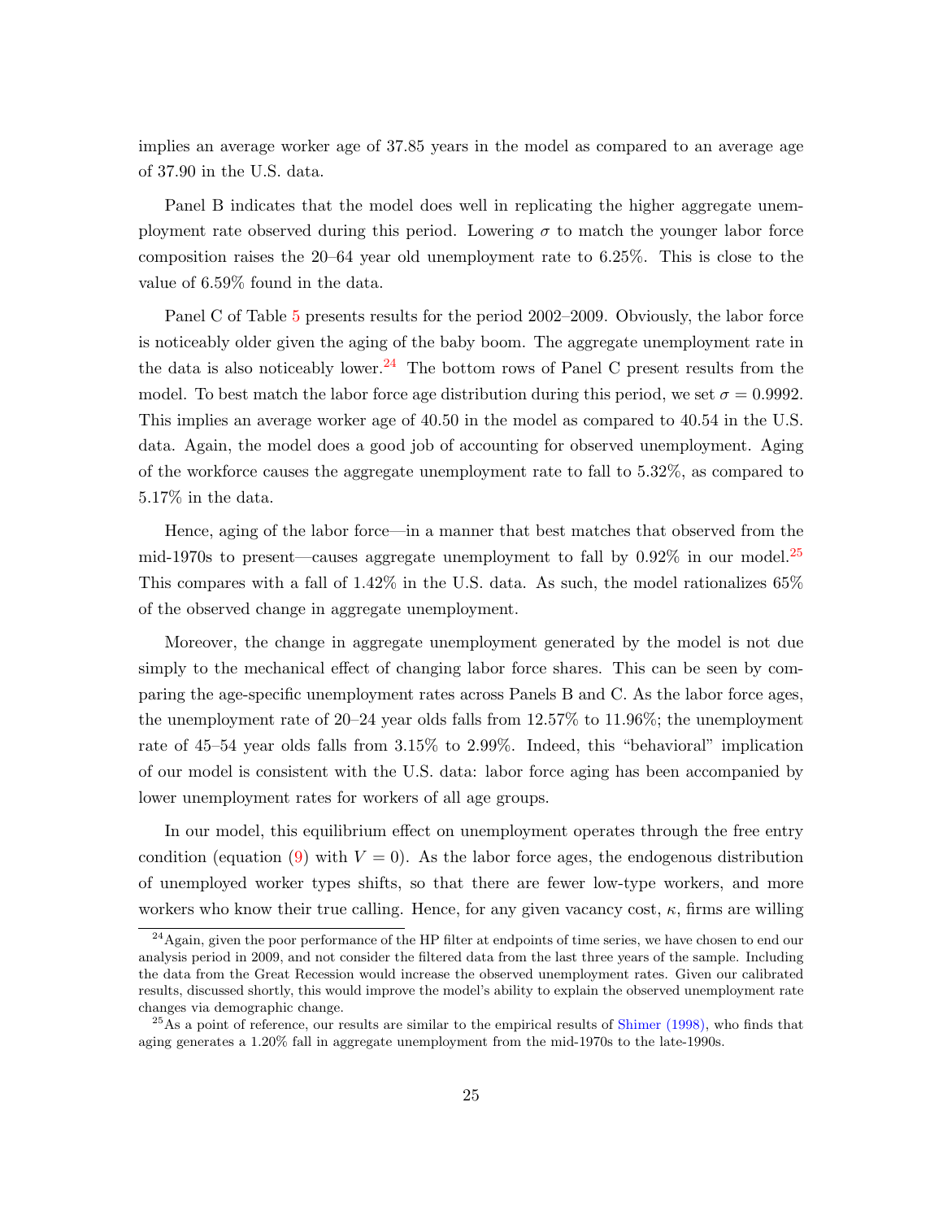implies an average worker age of 37.85 years in the model as compared to an average age of 37.90 in the U.S. data.

Panel B indicates that the model does well in replicating the higher aggregate unemployment rate observed during this period. Lowering $\sigma$ to match the younger labor force composition raises the 20–64 year old unemployment rate to 6.25%. This is close to the value of 6.59% found in the data.

Panel C of Table 5 presents results for the period 2002–2009. Obviously, the labor force is noticeably older given the aging of the baby boom. The aggregate unemployment rate in the data is also noticeably lower.[24] The bottom rows of Panel C present results from the model. To best match the labor force age distribution during this period, we set $\sigma = 0.9992$. This implies an average worker age of 40.50 in the model as compared to 40.54 in the U.S. data. Again, the model does a good job of accounting for observed unemployment. Aging of the workforce causes the aggregate unemployment rate to fall to 5.32%, as compared to 5.17% in the data.

Hence, aging of the labor force—in a manner that best matches that observed from the mid-1970s to present—causes aggregate unemployment to fall by 0.92% in our model.[25] This compares with a fall of 1.42% in the U.S. data. As such, the model rationalizes 65% of the observed change in aggregate unemployment.

Moreover, the change in aggregate unemployment generated by the model is not due simply to the mechanical effect of changing labor force shares. This can be seen by comparing the age-specific unemployment rates across Panels B and C. As the labor force ages, the unemployment rate of 20–24 year olds falls from 12.57% to 11.96%; the unemployment rate of 45–54 year olds falls from 3.15% to 2.99%. Indeed, this "behavioral" implication of our model is consistent with the U.S. data: labor force aging has been accompanied by lower unemployment rates for workers of all age groups.

In our model, this equilibrium effect on unemployment operates through the free entry condition (equation (9) with $V = 0$). As the labor force ages, the endogenous distribution of unemployed worker types shifts, so that there are fewer low-type workers, and more workers who know their true calling. Hence, for any given vacancy cost, $\kappa$, firms are willing

[24] Again, given the poor performance of the HP filter at endpoints of time series, we have chosen to end our analysis period in 2009, and not consider the filtered data from the last three years of the sample. Including the data from the Great Recession would increase the observed unemployment rates. Given our calibrated results, discussed shortly, this would improve the model's ability to explain the observed unemployment rate changes via demographic change.

[25] As a point of reference, our results are similar to the empirical results of Shimer (1998), who finds that aging generates a 1.20% fall in aggregate unemployment from the mid-1970s to the late-1990s.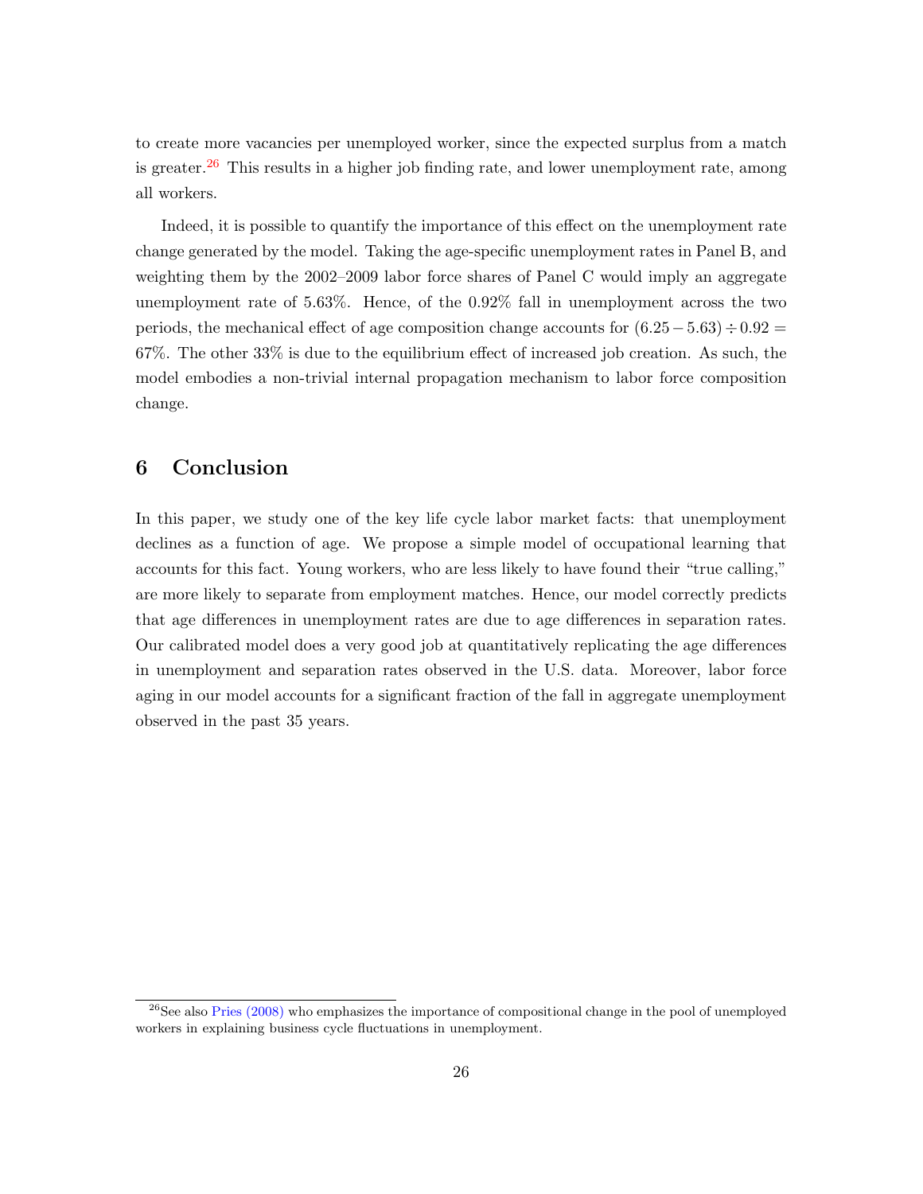to create more vacancies per unemployed worker, since the expected surplus from a match is greater.[26] This results in a higher job finding rate, and lower unemployment rate, among all workers.

Indeed, it is possible to quantify the importance of this effect on the unemployment rate change generated by the model. Taking the age-specific unemployment rates in Panel B, and weighting them by the 2002–2009 labor force shares of Panel C would imply an aggregate unemployment rate of 5.63%. Hence, of the 0.92% fall in unemployment across the two periods, the mechanical effect of age composition change accounts for $(6.25 - 5.63) \div 0.92 = 67\%$. The other 33% is due to the equilibrium effect of increased job creation. As such, the model embodies a non-trivial internal propagation mechanism to labor force composition change.

# 6 Conclusion

In this paper, we study one of the key life cycle labor market facts: that unemployment declines as a function of age. We propose a simple model of occupational learning that accounts for this fact. Young workers, who are less likely to have found their "true calling," are more likely to separate from employment matches. Hence, our model correctly predicts that age differences in unemployment rates are due to age differences in separation rates. Our calibrated model does a very good job at quantitatively replicating the age differences in unemployment and separation rates observed in the U.S. data. Moreover, labor force aging in our model accounts for a significant fraction of the fall in aggregate unemployment observed in the past 35 years.

[26] See also Pries (2008) who emphasizes the importance of compositional change in the pool of unemployed workers in explaining business cycle fluctuations in unemployment.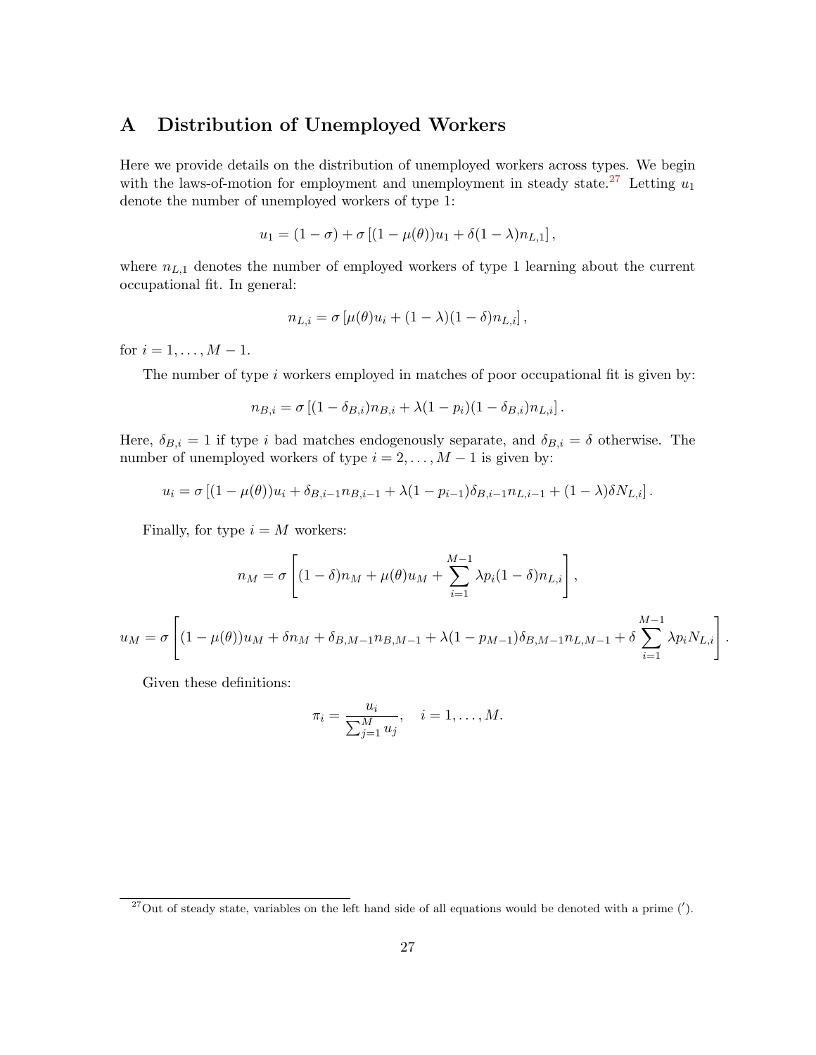# A Distribution of Unemployed Workers

Here we provide details on the distribution of unemployed workers across types. We begin with the laws-of-motion for employment and unemployment in steady state.[27] Letting $u_1$ denote the number of unemployed workers of type 1:

$$u_1 = (1 - \sigma) + \sigma \left[ (1 - \mu(\theta)) u_1 + \delta (1 - \lambda) n_{L,1} \right],$$

where $n_{L,1}$ denotes the number of employed workers of type 1 learning about the current occupational fit. In general:

$$n_{L,i} = \sigma \left[ \mu(\theta) u_i + (1 - \lambda)(1 - \delta) n_{L,i} \right],$$

for $i = 1, \dots, M - 1$.

The number of type $i$ workers employed in matches of poor occupational fit is given by:

$$n_{B,i} = \sigma \left[ (1 - \delta_{B,i}) n_{B,i} + \lambda (1 - p_i)(1 - \delta_{B,i}) n_{L,i} \right].$$

Here, $\delta_{B,i} = 1$ if type $i$ bad matches endogenously separate, and $\delta_{B,i} = \delta$ otherwise. The number of unemployed workers of type $i = 2, \dots, M - 1$ is given by:

$$u_i = \sigma \left[ (1 - \mu(\theta)) u_i + \delta_{B,i-1} n_{B,i-1} + \lambda (1 - p_{i-1}) \delta_{B,i-1} n_{L,i-1} + (1 - \lambda) \delta N_{L,i} \right].$$

Finally, for type $i = M$ workers:

$$n_M = \sigma \left[ (1 - \delta) n_M + \mu(\theta) u_M + \sum_{i=1}^{M-1} \lambda p_i (1 - \delta) n_{L,i} \right],$$

$$u_M = \sigma \left[ (1 - \mu(\theta)) u_M + \delta n_M + \delta_{B,M-1} n_{B,M-1} + \lambda (1 - p_{M-1}) \delta_{B,M-1} n_{L,M-1} + \delta \sum_{i=1}^{M-1} \lambda p_i N_{L,i} \right].$$

Given these definitions:

$$\pi_i = \frac{u_i}{\sum_{j=1}^{M} u_j}, \quad i = 1, \dots, M.$$

[27] Out of steady state, variables on the left hand side of all equations would be denoted with a prime ($'$).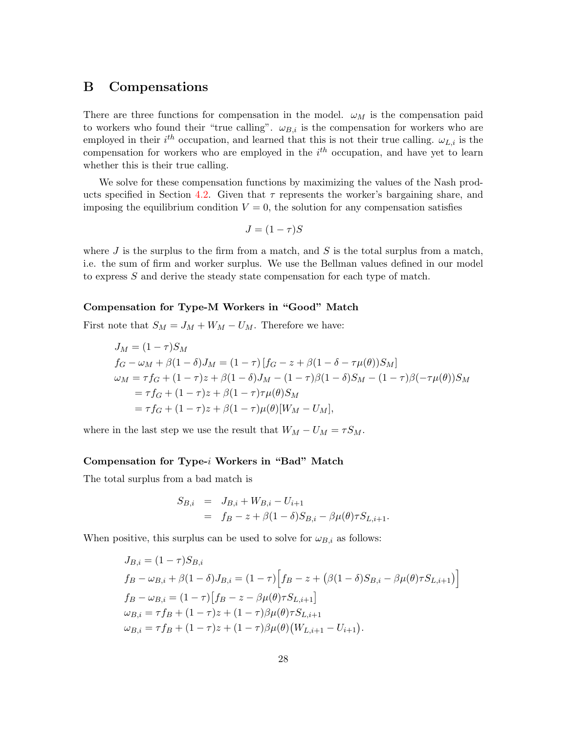# B Compensations

There are three functions for compensation in the model. $\omega_M$ is the compensation paid to workers who found their "true calling". $\omega_{B,i}$ is the compensation for workers who are employed in their $i^{th}$ occupation, and learned that this is not their true calling. $\omega_{L,i}$ is the compensation for workers who are employed in the $i^{th}$ occupation, and have yet to learn whether this is their true calling.

We solve for these compensation functions by maximizing the values of the Nash products specified in Section 4.2. Given that $\tau$ represents the worker's bargaining share, and imposing the equilibrium condition $V = 0$, the solution for any compensation satisfies

$$J = (1 - \tau)S$$

where $J$ is the surplus to the firm from a match, and $S$ is the total surplus from a match, i.e. the sum of firm and worker surplus. We use the Bellman values defined in our model to express $S$ and derive the steady state compensation for each type of match.

### Compensation for Type-M Workers in "Good" Match

First note that $S_M = J_M + W_M - U_M$. Therefore we have:

$$
\begin{aligned}
&J_M = (1-\tau)S_M \\
&f_G - \omega_M + \beta(1-\delta)J_M = (1-\tau)\left[f_G - z + \beta(1-\delta-\tau\mu(\theta))S_M\right] \\
&\omega_M = \tau f_G + (1-\tau)z + \beta(1-\delta)J_M - (1-\tau)\beta(1-\delta)S_M - (1-\tau)\beta(-\tau\mu(\theta))S_M \\
&\quad\;\; = \tau f_G + (1-\tau)z + \beta(1-\tau)\tau\mu(\theta)S_M \\
&\quad\;\; = \tau f_G + (1-\tau)z + \beta(1-\tau)\mu(\theta)[W_M - U_M],
\end{aligned}
$$

where in the last step we use the result that $W_M - U_M = \tau S_M$.

### Compensation for Type-$i$ Workers in "Bad" Match

The total surplus from a bad match is

$$
\begin{aligned}
S_{B,i} &= J_{B,i} + W_{B,i} - U_{i+1} \\
&= f_B - z + \beta(1-\delta)S_{B,i} - \beta\mu(\theta)\tau S_{L,i+1}.
\end{aligned}
$$

When positive, this surplus can be used to solve for $\omega_{B,i}$ as follows:

$$
\begin{aligned}
&J_{B,i} = (1-\tau)S_{B,i} \\
&f_B - \omega_{B,i} + \beta(1-\delta)J_{B,i} = (1-\tau)\Big[f_B - z + \big(\beta(1-\delta)S_{B,i} - \beta\mu(\theta)\tau S_{L,i+1}\big)\Big] \\
&f_B - \omega_{B,i} = (1-\tau)\big[f_B - z - \beta\mu(\theta)\tau S_{L,i+1}\big] \\
&\omega_{B,i} = \tau f_B + (1-\tau)z + (1-\tau)\beta\mu(\theta)\tau S_{L,i+1} \\
&\omega_{B,i} = \tau f_B + (1-\tau)z + (1-\tau)\beta\mu(\theta)\big(W_{L,i+1} - U_{i+1}\big).
\end{aligned}
$$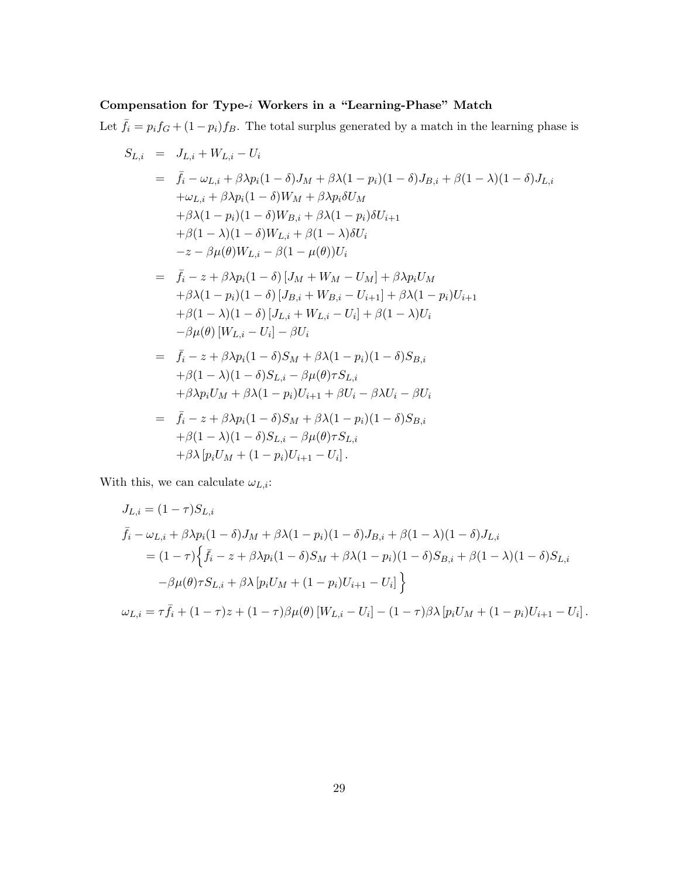**Compensation for Type-$i$ Workers in a "Learning-Phase" Match**

Let $\bar{f}_i = p_i f_G + (1-p_i) f_B$. The total surplus generated by a match in the learning phase is

$$
\begin{aligned}
S_{L,i} &= J_{L,i} + W_{L,i} - U_i \\
&= \bar{f}_i - \omega_{L,i} + \beta\lambda p_i(1-\delta)J_M + \beta\lambda(1-p_i)(1-\delta)J_{B,i} + \beta(1-\lambda)(1-\delta)J_{L,i} \\
&\quad + \omega_{L,i} + \beta\lambda p_i(1-\delta)W_M + \beta\lambda p_i \delta U_M \\
&\quad + \beta\lambda(1-p_i)(1-\delta)W_{B,i} + \beta\lambda(1-p_i)\delta U_{i+1} \\
&\quad + \beta(1-\lambda)(1-\delta)W_{L,i} + \beta(1-\lambda)\delta U_i \\
&\quad - z - \beta\mu(\theta)W_{L,i} - \beta(1-\mu(\theta))U_i \\
&= \bar{f}_i - z + \beta\lambda p_i(1-\delta)\left[J_M + W_M - U_M\right] + \beta\lambda p_i U_M \\
&\quad + \beta\lambda(1-p_i)(1-\delta)\left[J_{B,i} + W_{B,i} - U_{i+1}\right] + \beta\lambda(1-p_i)U_{i+1} \\
&\quad + \beta(1-\lambda)(1-\delta)\left[J_{L,i} + W_{L,i} - U_i\right] + \beta(1-\lambda)U_i \\
&\quad - \beta\mu(\theta)\left[W_{L,i} - U_i\right] - \beta U_i \\
&= \bar{f}_i - z + \beta\lambda p_i(1-\delta)S_M + \beta\lambda(1-p_i)(1-\delta)S_{B,i} \\
&\quad + \beta(1-\lambda)(1-\delta)S_{L,i} - \beta\mu(\theta)\tau S_{L,i} \\
&\quad + \beta\lambda p_i U_M + \beta\lambda(1-p_i)U_{i+1} + \beta U_i - \beta\lambda U_i - \beta U_i \\
&= \bar{f}_i - z + \beta\lambda p_i(1-\delta)S_M + \beta\lambda(1-p_i)(1-\delta)S_{B,i} \\
&\quad + \beta(1-\lambda)(1-\delta)S_{L,i} - \beta\mu(\theta)\tau S_{L,i} \\
&\quad + \beta\lambda\left[p_i U_M + (1-p_i)U_{i+1} - U_i\right].
\end{aligned}
$$

With this, we can calculate $\omega_{L,i}$:

$$
\begin{aligned}
& J_{L,i} = (1-\tau)S_{L,i} \\
& \bar{f}_i - \omega_{L,i} + \beta\lambda p_i(1-\delta)J_M + \beta\lambda(1-p_i)(1-\delta)J_{B,i} + \beta(1-\lambda)(1-\delta)J_{L,i} \\
& \quad = (1-\tau)\Big\{\bar{f}_i - z + \beta\lambda p_i(1-\delta)S_M + \beta\lambda(1-p_i)(1-\delta)S_{B,i} + \beta(1-\lambda)(1-\delta)S_{L,i} \\
& \qquad - \beta\mu(\theta)\tau S_{L,i} + \beta\lambda\left[p_i U_M + (1-p_i)U_{i+1} - U_i\right]\Big\} \\
& \omega_{L,i} = \tau\bar{f}_i + (1-\tau)z + (1-\tau)\beta\mu(\theta)\left[W_{L,i} - U_i\right] - (1-\tau)\beta\lambda\left[p_i U_M + (1-p_i)U_{i+1} - U_i\right].
\end{aligned}
$$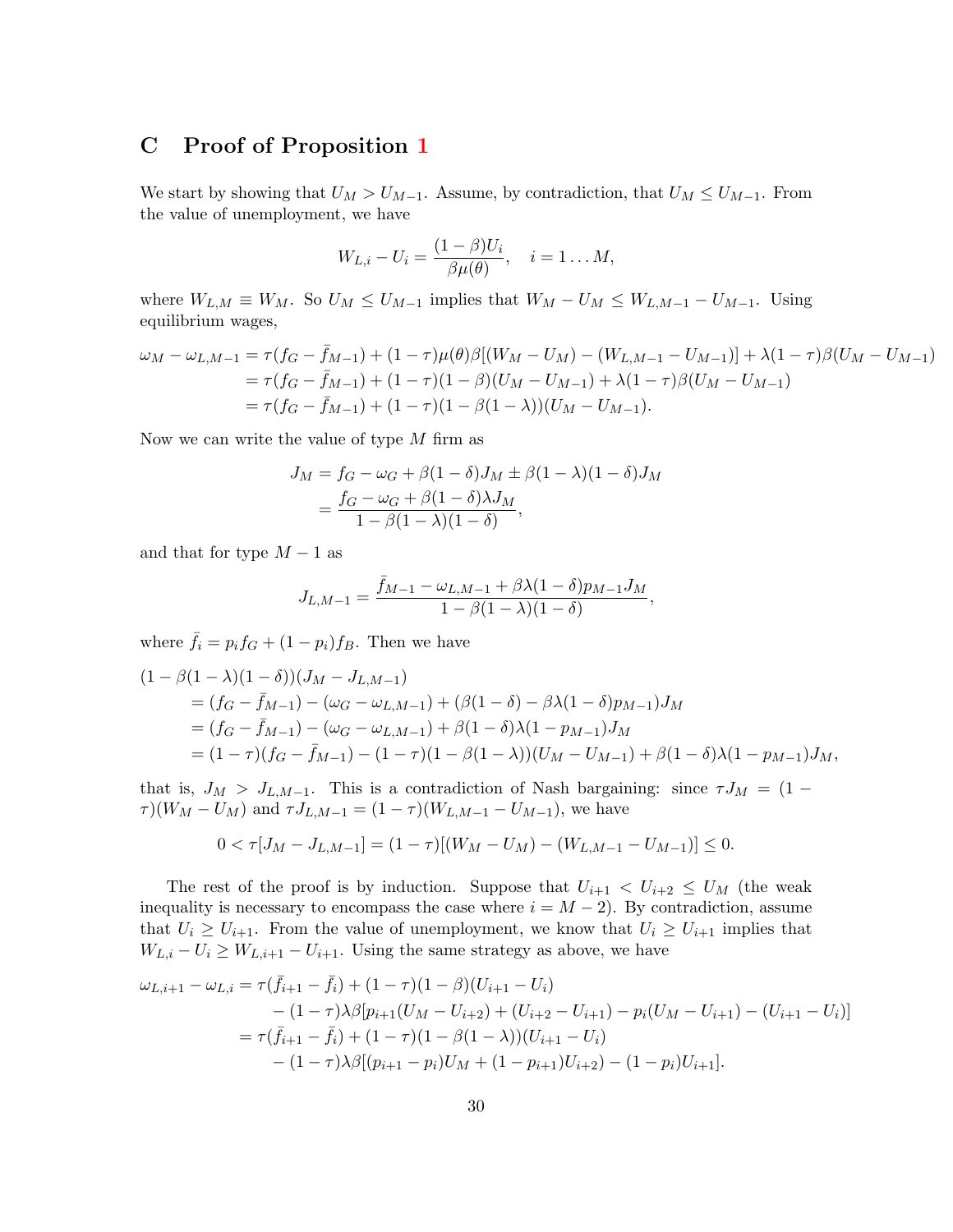## C Proof of Proposition 1

We start by showing that $U_M > U_{M-1}$. Assume, by contradiction, that $U_M \leq U_{M-1}$. From the value of unemployment, we have

$$W_{L,i} - U_i = \frac{(1-\beta)U_i}{\beta\mu(\theta)}, \quad i = 1 \ldots M,$$

where $W_{L,M} \equiv W_M$. So $U_M \leq U_{M-1}$ implies that $W_M - U_M \leq W_{L,M-1} - U_{M-1}$. Using equilibrium wages,

$$\begin{aligned}
\omega_M - \omega_{L,M-1} &= \tau(f_G - \bar{f}_{M-1}) + (1-\tau)\mu(\theta)\beta[(W_M - U_M) - (W_{L,M-1} - U_{M-1})] + \lambda(1-\tau)\beta(U_M - U_{M-1}) \\
&= \tau(f_G - \bar{f}_{M-1}) + (1-\tau)(1-\beta)(U_M - U_{M-1}) + \lambda(1-\tau)\beta(U_M - U_{M-1}) \\
&= \tau(f_G - \bar{f}_{M-1}) + (1-\tau)(1-\beta(1-\lambda))(U_M - U_{M-1}).
\end{aligned}$$

Now we can write the value of type $M$ firm as

$$\begin{aligned}
J_M &= f_G - \omega_G + \beta(1-\delta)J_M \pm \beta(1-\lambda)(1-\delta)J_M \\
&= \frac{f_G - \omega_G + \beta(1-\delta)\lambda J_M}{1 - \beta(1-\lambda)(1-\delta)},
\end{aligned}$$

and that for type $M-1$ as

$$J_{L,M-1} = \frac{\bar{f}_{M-1} - \omega_{L,M-1} + \beta\lambda(1-\delta)p_{M-1}J_M}{1 - \beta(1-\lambda)(1-\delta)},$$

where $\bar{f}_i = p_i f_G + (1-p_i)f_B$. Then we have

$$\begin{aligned}
&(1 - \beta(1-\lambda)(1-\delta))(J_M - J_{L,M-1}) \\
&\quad = (f_G - \bar{f}_{M-1}) - (\omega_G - \omega_{L,M-1}) + (\beta(1-\delta) - \beta\lambda(1-\delta)p_{M-1})J_M \\
&\quad = (f_G - \bar{f}_{M-1}) - (\omega_G - \omega_{L,M-1}) + \beta(1-\delta)\lambda(1-p_{M-1})J_M \\
&\quad = (1-\tau)(f_G - \bar{f}_{M-1}) - (1-\tau)(1-\beta(1-\lambda))(U_M - U_{M-1}) + \beta(1-\delta)\lambda(1-p_{M-1})J_M,
\end{aligned}$$

that is, $J_M > J_{L,M-1}$. This is a contradiction of Nash bargaining: since $\tau J_M = (1-\tau)(W_M - U_M)$ and $\tau J_{L,M-1} = (1-\tau)(W_{L,M-1} - U_{M-1})$, we have

$$0 < \tau[J_M - J_{L,M-1}] = (1-\tau)[(W_M - U_M) - (W_{L,M-1} - U_{M-1})] \leq 0.$$

The rest of the proof is by induction. Suppose that $U_{i+1} < U_{i+2} \leq U_M$ (the weak inequality is necessary to encompass the case where $i = M-2$). By contradiction, assume that $U_i \geq U_{i+1}$. From the value of unemployment, we know that $U_i \geq U_{i+1}$ implies that $W_{L,i} - U_i \geq W_{L,i+1} - U_{i+1}$. Using the same strategy as above, we have

$$\begin{aligned}
\omega_{L,i+1} - \omega_{L,i} &= \tau(\bar{f}_{i+1} - \bar{f}_i) + (1-\tau)(1-\beta)(U_{i+1} - U_i) \\
&\quad - (1-\tau)\lambda\beta[p_{i+1}(U_M - U_{i+2}) + (U_{i+2} - U_{i+1}) - p_i(U_M - U_{i+1}) - (U_{i+1} - U_i)] \\
&= \tau(\bar{f}_{i+1} - \bar{f}_i) + (1-\tau)(1-\beta(1-\lambda))(U_{i+1} - U_i) \\
&\quad - (1-\tau)\lambda\beta[(p_{i+1} - p_i)U_M + (1-p_{i+1})U_{i+2}) - (1-p_i)U_{i+1}].
\end{aligned}$$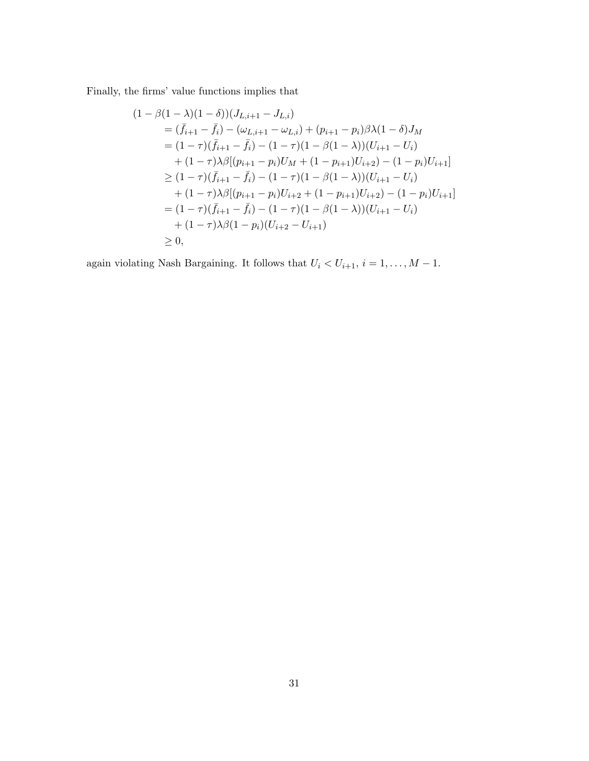Finally, the firms' value functions implies that

$$
\begin{aligned}
(1 - \beta(1-\lambda)(1-\delta))(J_{L,i+1} - J_{L,i})
&= (\bar{f}_{i+1} - \bar{f}_i) - (\omega_{L,i+1} - \omega_{L,i}) + (p_{i+1} - p_i)\beta\lambda(1-\delta)J_M \\
&= (1-\tau)(\bar{f}_{i+1} - \bar{f}_i) - (1-\tau)(1-\beta(1-\lambda))(U_{i+1} - U_i) \\
&\quad + (1-\tau)\lambda\beta[(p_{i+1} - p_i)U_M + (1-p_{i+1})U_{i+2}) - (1-p_i)U_{i+1}] \\
&\geq (1-\tau)(\bar{f}_{i+1} - \bar{f}_i) - (1-\tau)(1-\beta(1-\lambda))(U_{i+1} - U_i) \\
&\quad + (1-\tau)\lambda\beta[(p_{i+1} - p_i)U_{i+2} + (1-p_{i+1})U_{i+2}) - (1-p_i)U_{i+1}] \\
&= (1-\tau)(\bar{f}_{i+1} - \bar{f}_i) - (1-\tau)(1-\beta(1-\lambda))(U_{i+1} - U_i) \\
&\quad + (1-\tau)\lambda\beta(1-p_i)(U_{i+2} - U_{i+1}) \\
&\geq 0,
\end{aligned}
$$

again violating Nash Bargaining. It follows that $U_i < U_{i+1}$, $i = 1, \ldots, M-1$.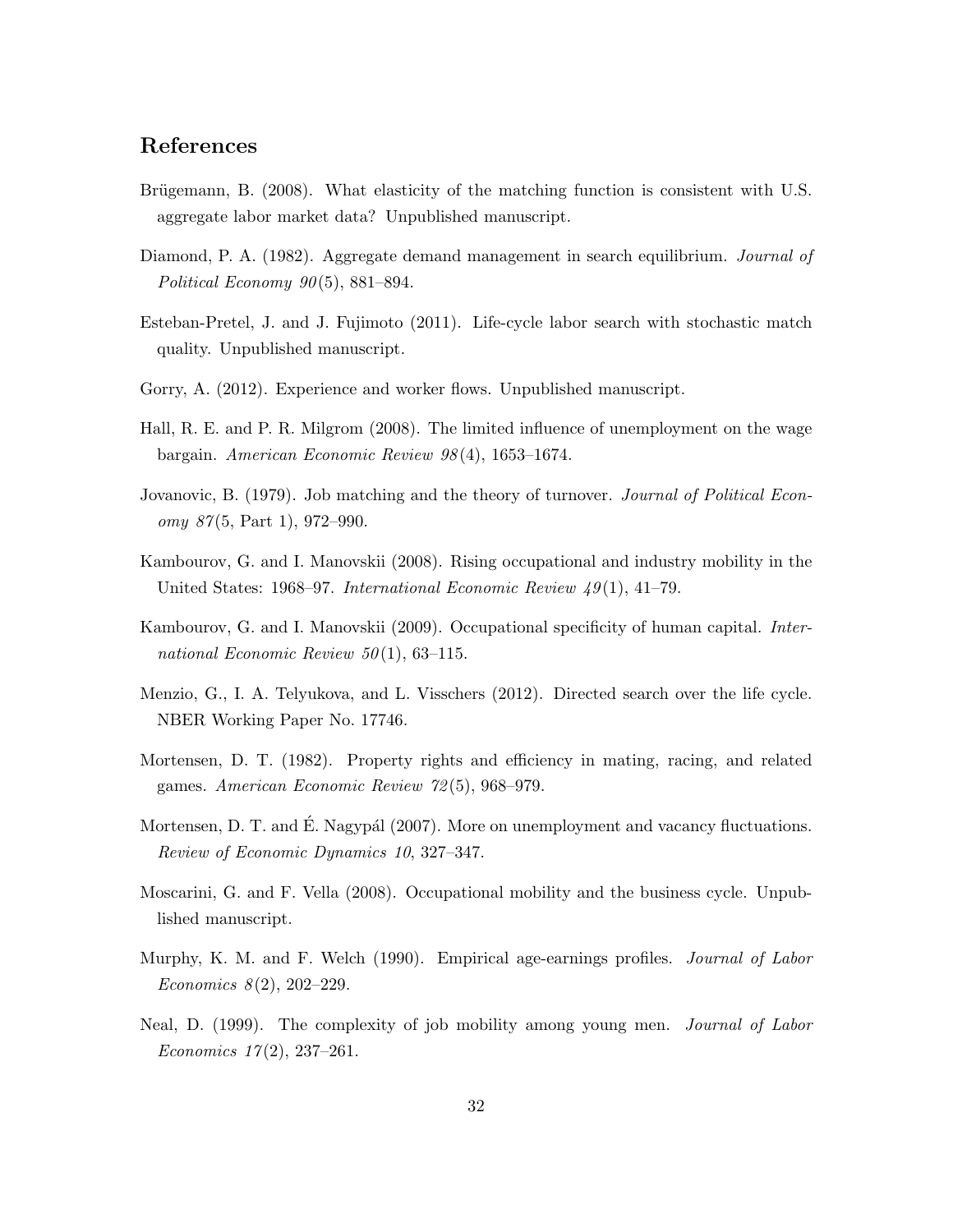## References

Brügemann, B. (2008). What elasticity of the matching function is consistent with U.S. aggregate labor market data? Unpublished manuscript.

Diamond, P. A. (1982). Aggregate demand management in search equilibrium. *Journal of Political Economy 90*(5), 881–894.

Esteban-Pretel, J. and J. Fujimoto (2011). Life-cycle labor search with stochastic match quality. Unpublished manuscript.

Gorry, A. (2012). Experience and worker flows. Unpublished manuscript.

Hall, R. E. and P. R. Milgrom (2008). The limited influence of unemployment on the wage bargain. *American Economic Review 98*(4), 1653–1674.

Jovanovic, B. (1979). Job matching and the theory of turnover. *Journal of Political Economy 87*(5, Part 1), 972–990.

Kambourov, G. and I. Manovskii (2008). Rising occupational and industry mobility in the United States: 1968–97. *International Economic Review 49*(1), 41–79.

Kambourov, G. and I. Manovskii (2009). Occupational specificity of human capital. *International Economic Review 50*(1), 63–115.

Menzio, G., I. A. Telyukova, and L. Visschers (2012). Directed search over the life cycle. NBER Working Paper No. 17746.

Mortensen, D. T. (1982). Property rights and efficiency in mating, racing, and related games. *American Economic Review 72*(5), 968–979.

Mortensen, D. T. and É. Nagypál (2007). More on unemployment and vacancy fluctuations. *Review of Economic Dynamics 10*, 327–347.

Moscarini, G. and F. Vella (2008). Occupational mobility and the business cycle. Unpublished manuscript.

Murphy, K. M. and F. Welch (1990). Empirical age-earnings profiles. *Journal of Labor Economics 8*(2), 202–229.

Neal, D. (1999). The complexity of job mobility among young men. *Journal of Labor Economics 17*(2), 237–261.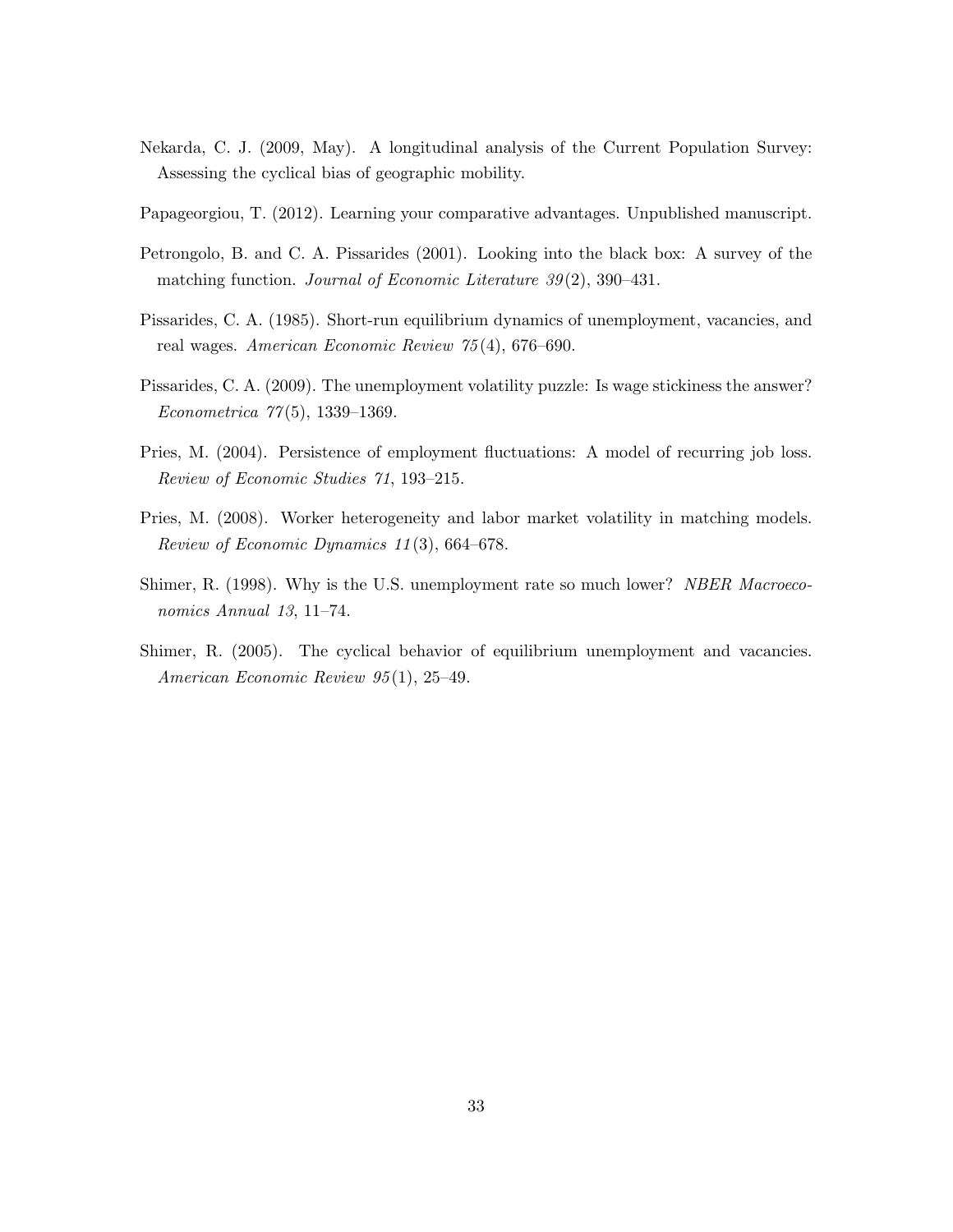Nekarda, C. J. (2009, May). A longitudinal analysis of the Current Population Survey: Assessing the cyclical bias of geographic mobility.

Papageorgiou, T. (2012). Learning your comparative advantages. Unpublished manuscript.

Petrongolo, B. and C. A. Pissarides (2001). Looking into the black box: A survey of the matching function. *Journal of Economic Literature 39*(2), 390–431.

Pissarides, C. A. (1985). Short-run equilibrium dynamics of unemployment, vacancies, and real wages. *American Economic Review 75*(4), 676–690.

Pissarides, C. A. (2009). The unemployment volatility puzzle: Is wage stickiness the answer? *Econometrica 77*(5), 1339–1369.

Pries, M. (2004). Persistence of employment fluctuations: A model of recurring job loss. *Review of Economic Studies 71*, 193–215.

Pries, M. (2008). Worker heterogeneity and labor market volatility in matching models. *Review of Economic Dynamics 11*(3), 664–678.

Shimer, R. (1998). Why is the U.S. unemployment rate so much lower? *NBER Macroeconomics Annual 13*, 11–74.

Shimer, R. (2005). The cyclical behavior of equilibrium unemployment and vacancies. *American Economic Review 95*(1), 25–49.